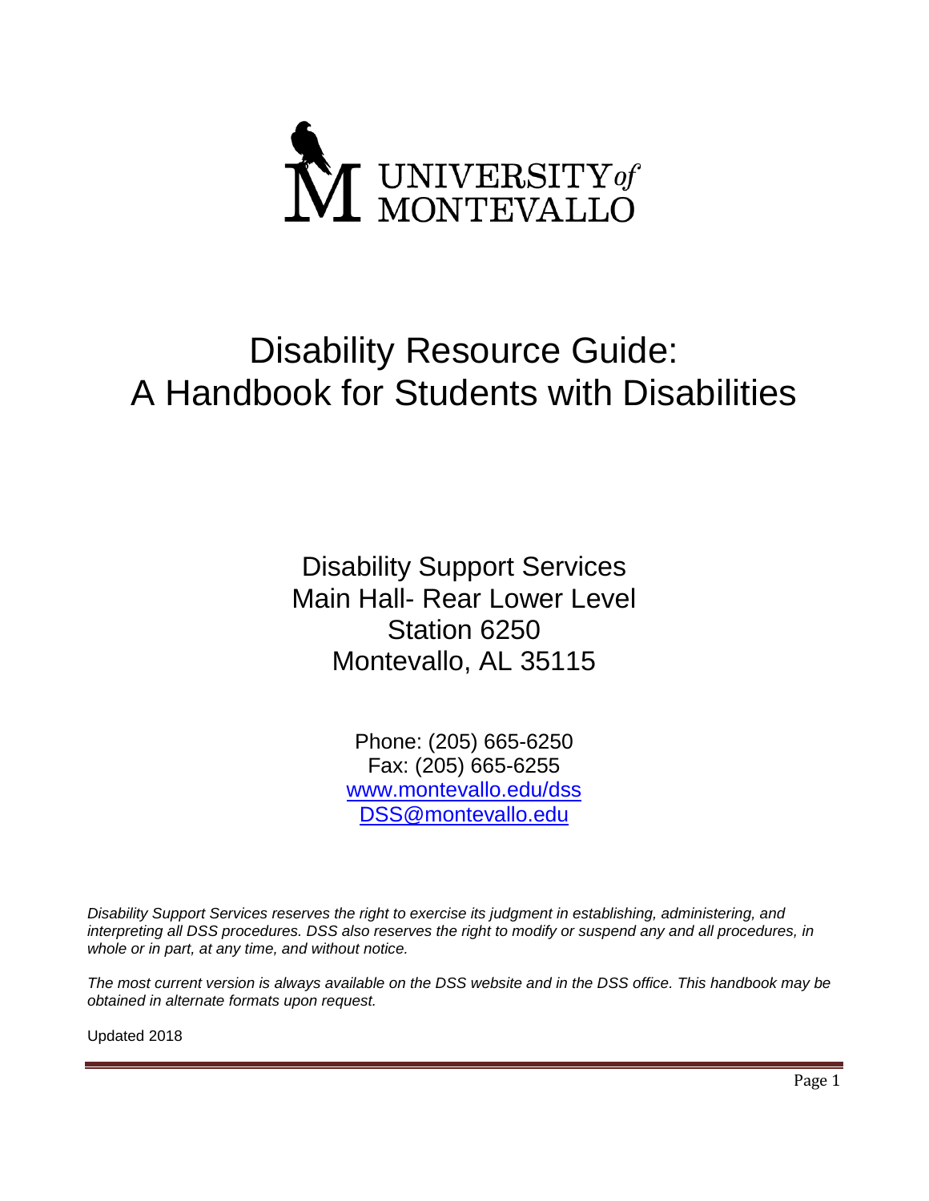UNIVERSITY *of* MONTEVALLO

# Disability Resource Guide: A Handbook for Students with Disabilities

Disability Support Services
Main Hall- Rear Lower Level
Station 6250
Montevallo, AL 35115

Phone: (205) 665-6250
Fax: (205) 665-6255
www.montevallo.edu/dss
DSS@montevallo.edu

*Disability Support Services reserves the right to exercise its judgment in establishing, administering, and interpreting all DSS procedures. DSS also reserves the right to modify or suspend any and all procedures, in whole or in part, at any time, and without notice.*

*The most current version is always available on the DSS website and in the DSS office. This handbook may be obtained in alternate formats upon request.*

Updated 2018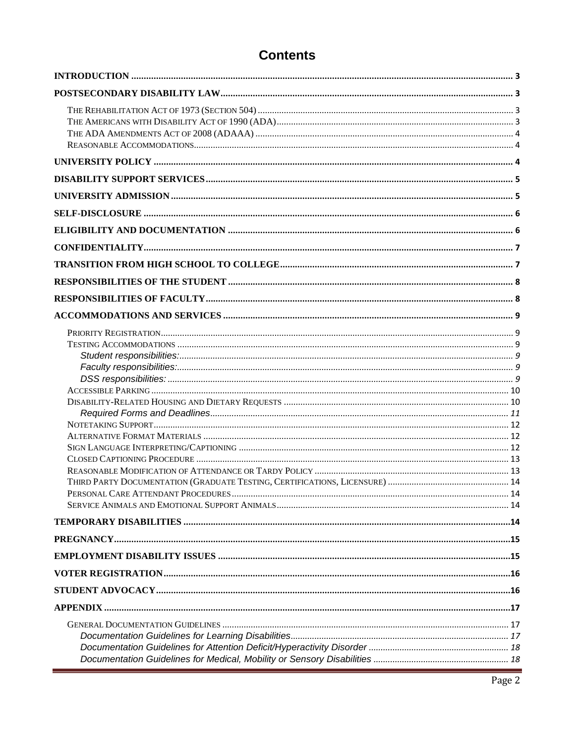# Contents

**INTRODUCTION** ..... 3

**POSTSECONDARY DISABILITY LAW** ..... 3

- THE REHABILITATION ACT OF 1973 (SECTION 504) ..... 3
- THE AMERICANS WITH DISABILITY ACT OF 1990 (ADA) ..... 3
- THE ADA AMENDMENTS ACT OF 2008 (ADAAA) ..... 4
- REASONABLE ACCOMMODATIONS ..... 4

**UNIVERSITY POLICY** ..... 4

**DISABILITY SUPPORT SERVICES** ..... 5

**UNIVERSITY ADMISSION** ..... 5

**SELF-DISCLOSURE** ..... 6

**ELIGIBILITY AND DOCUMENTATION** ..... 6

**CONFIDENTIALITY** ..... 7

**TRANSITION FROM HIGH SCHOOL TO COLLEGE** ..... 7

**RESPONSIBILITIES OF THE STUDENT** ..... 8

**RESPONSIBILITIES OF FACULTY** ..... 8

**ACCOMMODATIONS AND SERVICES** ..... 9

- PRIORITY REGISTRATION ..... 9
- TESTING ACCOMMODATIONS ..... 9
  - *Student responsibilities:* ..... 9
  - *Faculty responsibilities:* ..... 9
  - *DSS responsibilities:* ..... 9
- ACCESSIBLE PARKING ..... 10
- DISABILITY-RELATED HOUSING AND DIETARY REQUESTS ..... 10
  - *Required Forms and Deadlines* ..... 11
- NOTETAKING SUPPORT ..... 12
- ALTERNATIVE FORMAT MATERIALS ..... 12
- SIGN LANGUAGE INTERPRETING/CAPTIONING ..... 12
- CLOSED CAPTIONING PROCEDURE ..... 13
- REASONABLE MODIFICATION OF ATTENDANCE OR TARDY POLICY ..... 13
- THIRD PARTY DOCUMENTATION (GRADUATE TESTING, CERTIFICATIONS, LICENSURE) ..... 14
- PERSONAL CARE ATTENDANT PROCEDURES ..... 14
- SERVICE ANIMALS AND EMOTIONAL SUPPORT ANIMALS ..... 14

**TEMPORARY DISABILITIES** ..... 14

**PREGNANCY** ..... 15

**EMPLOYMENT DISABILITY ISSUES** ..... 15

**VOTER REGISTRATION** ..... 16

**STUDENT ADVOCACY** ..... 16

**APPENDIX** ..... 17

- GENERAL DOCUMENTATION GUIDELINES ..... 17
  - *Documentation Guidelines for Learning Disabilities* ..... 17
  - *Documentation Guidelines for Attention Deficit/Hyperactivity Disorder* ..... 18
  - *Documentation Guidelines for Medical, Mobility or Sensory Disabilities* ..... 18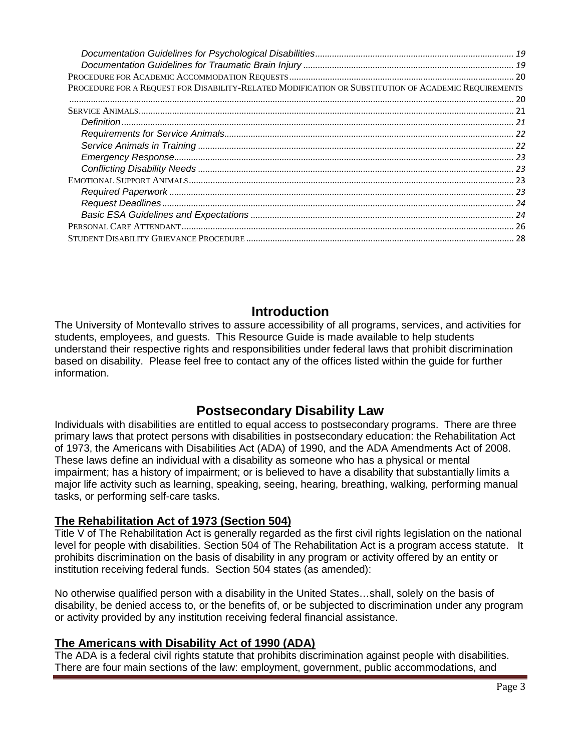*Documentation Guidelines for Psychological Disabilities* ... 19
*Documentation Guidelines for Traumatic Brain Injury* ... 19
Procedure for Academic Accommodation Requests ... 20
Procedure for a Request for Disability-Related Modification or Substitution of Academic Requirements ... 20
Service Animals ... 21
*Definition* ... 21
*Requirements for Service Animals* ... 22
*Service Animals in Training* ... 22
*Emergency Response* ... 23
*Conflicting Disability Needs* ... 23
Emotional Support Animals ... 23
*Required Paperwork* ... 23
*Request Deadlines* ... 24
*Basic ESA Guidelines and Expectations* ... 24
Personal Care Attendant ... 26
Student Disability Grievance Procedure ... 28

# Introduction

The University of Montevallo strives to assure accessibility of all programs, services, and activities for students, employees, and guests. This Resource Guide is made available to help students understand their respective rights and responsibilities under federal laws that prohibit discrimination based on disability. Please feel free to contact any of the offices listed within the guide for further information.

# Postsecondary Disability Law

Individuals with disabilities are entitled to equal access to postsecondary programs. There are three primary laws that protect persons with disabilities in postsecondary education: the Rehabilitation Act of 1973, the Americans with Disabilities Act (ADA) of 1990, and the ADA Amendments Act of 2008. These laws define an individual with a disability as someone who has a physical or mental impairment; has a history of impairment; or is believed to have a disability that substantially limits a major life activity such as learning, speaking, seeing, hearing, breathing, walking, performing manual tasks, or performing self-care tasks.

## The Rehabilitation Act of 1973 (Section 504)

Title V of The Rehabilitation Act is generally regarded as the first civil rights legislation on the national level for people with disabilities. Section 504 of The Rehabilitation Act is a program access statute. It prohibits discrimination on the basis of disability in any program or activity offered by an entity or institution receiving federal funds. Section 504 states (as amended):

No otherwise qualified person with a disability in the United States…shall, solely on the basis of disability, be denied access to, or the benefits of, or be subjected to discrimination under any program or activity provided by any institution receiving federal financial assistance.

## The Americans with Disability Act of 1990 (ADA)

The ADA is a federal civil rights statute that prohibits discrimination against people with disabilities. There are four main sections of the law: employment, government, public accommodations, and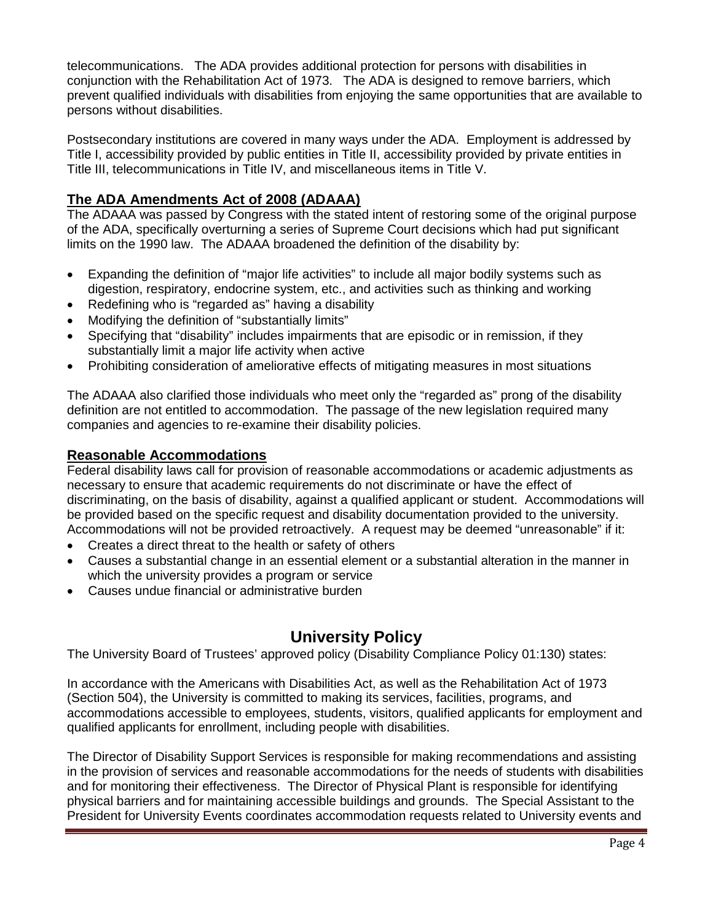telecommunications. The ADA provides additional protection for persons with disabilities in conjunction with the Rehabilitation Act of 1973. The ADA is designed to remove barriers, which prevent qualified individuals with disabilities from enjoying the same opportunities that are available to persons without disabilities.

Postsecondary institutions are covered in many ways under the ADA. Employment is addressed by Title I, accessibility provided by public entities in Title II, accessibility provided by private entities in Title III, telecommunications in Title IV, and miscellaneous items in Title V.

## The ADA Amendments Act of 2008 (ADAAA)

The ADAAA was passed by Congress with the stated intent of restoring some of the original purpose of the ADA, specifically overturning a series of Supreme Court decisions which had put significant limits on the 1990 law. The ADAAA broadened the definition of the disability by:

- Expanding the definition of "major life activities" to include all major bodily systems such as digestion, respiratory, endocrine system, etc., and activities such as thinking and working
- Redefining who is "regarded as" having a disability
- Modifying the definition of "substantially limits"
- Specifying that "disability" includes impairments that are episodic or in remission, if they substantially limit a major life activity when active
- Prohibiting consideration of ameliorative effects of mitigating measures in most situations

The ADAAA also clarified those individuals who meet only the "regarded as" prong of the disability definition are not entitled to accommodation. The passage of the new legislation required many companies and agencies to re-examine their disability policies.

## Reasonable Accommodations

Federal disability laws call for provision of reasonable accommodations or academic adjustments as necessary to ensure that academic requirements do not discriminate or have the effect of discriminating, on the basis of disability, against a qualified applicant or student. Accommodations will be provided based on the specific request and disability documentation provided to the university. Accommodations will not be provided retroactively. A request may be deemed "unreasonable" if it:

- Creates a direct threat to the health or safety of others
- Causes a substantial change in an essential element or a substantial alteration in the manner in which the university provides a program or service
- Causes undue financial or administrative burden

# University Policy

The University Board of Trustees' approved policy (Disability Compliance Policy 01:130) states:

In accordance with the Americans with Disabilities Act, as well as the Rehabilitation Act of 1973 (Section 504), the University is committed to making its services, facilities, programs, and accommodations accessible to employees, students, visitors, qualified applicants for employment and qualified applicants for enrollment, including people with disabilities.

The Director of Disability Support Services is responsible for making recommendations and assisting in the provision of services and reasonable accommodations for the needs of students with disabilities and for monitoring their effectiveness. The Director of Physical Plant is responsible for identifying physical barriers and for maintaining accessible buildings and grounds. The Special Assistant to the President for University Events coordinates accommodation requests related to University events and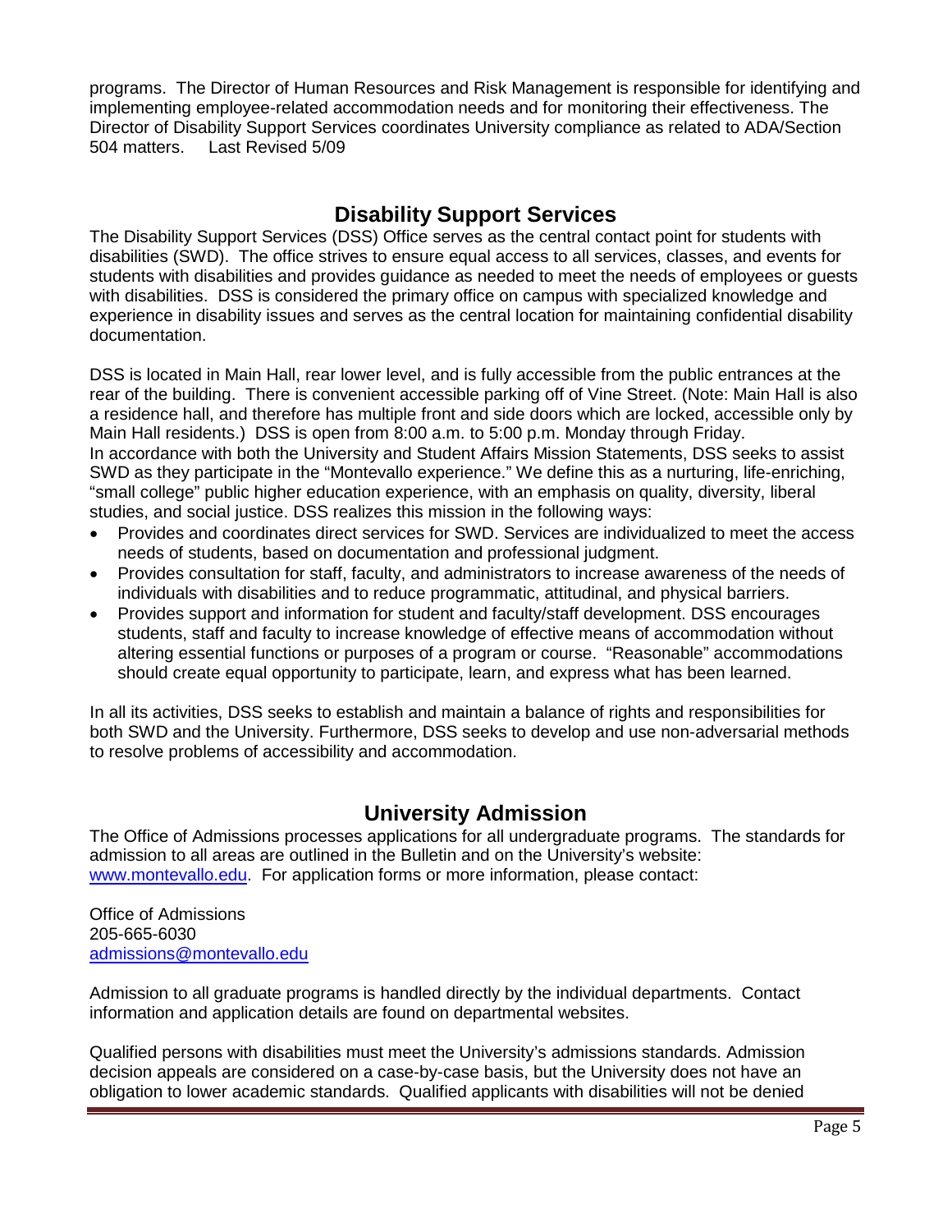programs. The Director of Human Resources and Risk Management is responsible for identifying and implementing employee-related accommodation needs and for monitoring their effectiveness. The Director of Disability Support Services coordinates University compliance as related to ADA/Section 504 matters. Last Revised 5/09

## Disability Support Services

The Disability Support Services (DSS) Office serves as the central contact point for students with disabilities (SWD). The office strives to ensure equal access to all services, classes, and events for students with disabilities and provides guidance as needed to meet the needs of employees or guests with disabilities. DSS is considered the primary office on campus with specialized knowledge and experience in disability issues and serves as the central location for maintaining confidential disability documentation.

DSS is located in Main Hall, rear lower level, and is fully accessible from the public entrances at the rear of the building. There is convenient accessible parking off of Vine Street. (Note: Main Hall is also a residence hall, and therefore has multiple front and side doors which are locked, accessible only by Main Hall residents.) DSS is open from 8:00 a.m. to 5:00 p.m. Monday through Friday.
In accordance with both the University and Student Affairs Mission Statements, DSS seeks to assist SWD as they participate in the "Montevallo experience." We define this as a nurturing, life-enriching, "small college" public higher education experience, with an emphasis on quality, diversity, liberal studies, and social justice. DSS realizes this mission in the following ways:

- Provides and coordinates direct services for SWD. Services are individualized to meet the access needs of students, based on documentation and professional judgment.
- Provides consultation for staff, faculty, and administrators to increase awareness of the needs of individuals with disabilities and to reduce programmatic, attitudinal, and physical barriers.
- Provides support and information for student and faculty/staff development. DSS encourages students, staff and faculty to increase knowledge of effective means of accommodation without altering essential functions or purposes of a program or course. "Reasonable" accommodations should create equal opportunity to participate, learn, and express what has been learned.

In all its activities, DSS seeks to establish and maintain a balance of rights and responsibilities for both SWD and the University. Furthermore, DSS seeks to develop and use non-adversarial methods to resolve problems of accessibility and accommodation.

## University Admission

The Office of Admissions processes applications for all undergraduate programs. The standards for admission to all areas are outlined in the Bulletin and on the University's website: www.montevallo.edu. For application forms or more information, please contact:

Office of Admissions
205-665-6030
admissions@montevallo.edu

Admission to all graduate programs is handled directly by the individual departments. Contact information and application details are found on departmental websites.

Qualified persons with disabilities must meet the University's admissions standards. Admission decision appeals are considered on a case-by-case basis, but the University does not have an obligation to lower academic standards. Qualified applicants with disabilities will not be denied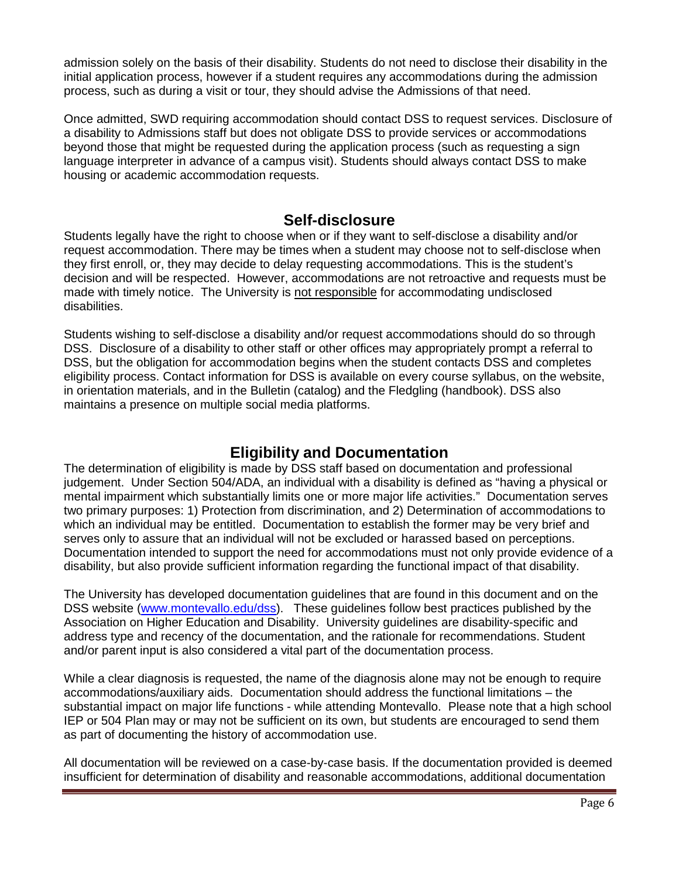admission solely on the basis of their disability. Students do not need to disclose their disability in the initial application process, however if a student requires any accommodations during the admission process, such as during a visit or tour, they should advise the Admissions of that need.

Once admitted, SWD requiring accommodation should contact DSS to request services. Disclosure of a disability to Admissions staff but does not obligate DSS to provide services or accommodations beyond those that might be requested during the application process (such as requesting a sign language interpreter in advance of a campus visit). Students should always contact DSS to make housing or academic accommodation requests.

## Self-disclosure

Students legally have the right to choose when or if they want to self-disclose a disability and/or request accommodation. There may be times when a student may choose not to self-disclose when they first enroll, or, they may decide to delay requesting accommodations. This is the student's decision and will be respected. However, accommodations are not retroactive and requests must be made with timely notice. The University is <u>not responsible</u> for accommodating undisclosed disabilities.

Students wishing to self-disclose a disability and/or request accommodations should do so through DSS. Disclosure of a disability to other staff or other offices may appropriately prompt a referral to DSS, but the obligation for accommodation begins when the student contacts DSS and completes eligibility process. Contact information for DSS is available on every course syllabus, on the website, in orientation materials, and in the Bulletin (catalog) and the Fledgling (handbook). DSS also maintains a presence on multiple social media platforms.

## Eligibility and Documentation

The determination of eligibility is made by DSS staff based on documentation and professional judgement. Under Section 504/ADA, an individual with a disability is defined as "having a physical or mental impairment which substantially limits one or more major life activities." Documentation serves two primary purposes: 1) Protection from discrimination, and 2) Determination of accommodations to which an individual may be entitled. Documentation to establish the former may be very brief and serves only to assure that an individual will not be excluded or harassed based on perceptions. Documentation intended to support the need for accommodations must not only provide evidence of a disability, but also provide sufficient information regarding the functional impact of that disability.

The University has developed documentation guidelines that are found in this document and on the DSS website ([www.montevallo.edu/dss](www.montevallo.edu/dss)). These guidelines follow best practices published by the Association on Higher Education and Disability. University guidelines are disability-specific and address type and recency of the documentation, and the rationale for recommendations. Student and/or parent input is also considered a vital part of the documentation process.

While a clear diagnosis is requested, the name of the diagnosis alone may not be enough to require accommodations/auxiliary aids. Documentation should address the functional limitations – the substantial impact on major life functions - while attending Montevallo. Please note that a high school IEP or 504 Plan may or may not be sufficient on its own, but students are encouraged to send them as part of documenting the history of accommodation use.

All documentation will be reviewed on a case-by-case basis. If the documentation provided is deemed insufficient for determination of disability and reasonable accommodations, additional documentation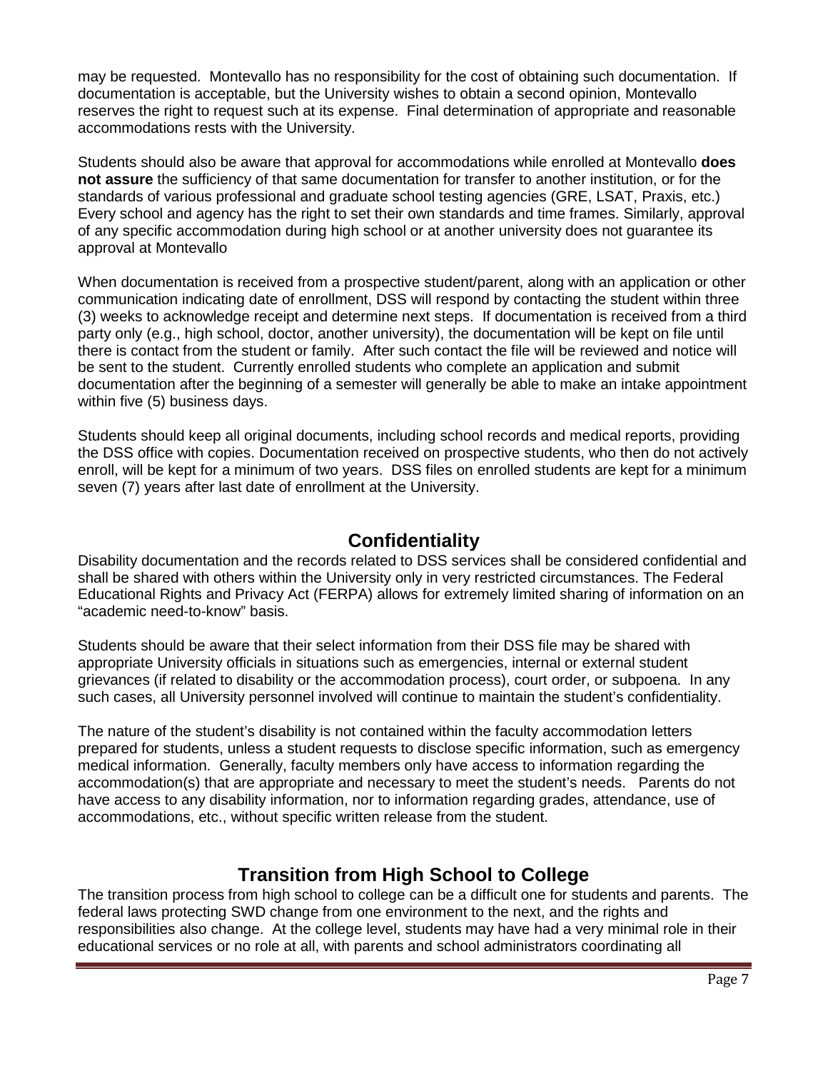may be requested. Montevallo has no responsibility for the cost of obtaining such documentation. If documentation is acceptable, but the University wishes to obtain a second opinion, Montevallo reserves the right to request such at its expense. Final determination of appropriate and reasonable accommodations rests with the University.

Students should also be aware that approval for accommodations while enrolled at Montevallo **does not assure** the sufficiency of that same documentation for transfer to another institution, or for the standards of various professional and graduate school testing agencies (GRE, LSAT, Praxis, etc.) Every school and agency has the right to set their own standards and time frames. Similarly, approval of any specific accommodation during high school or at another university does not guarantee its approval at Montevallo

When documentation is received from a prospective student/parent, along with an application or other communication indicating date of enrollment, DSS will respond by contacting the student within three (3) weeks to acknowledge receipt and determine next steps. If documentation is received from a third party only (e.g., high school, doctor, another university), the documentation will be kept on file until there is contact from the student or family. After such contact the file will be reviewed and notice will be sent to the student. Currently enrolled students who complete an application and submit documentation after the beginning of a semester will generally be able to make an intake appointment within five (5) business days.

Students should keep all original documents, including school records and medical reports, providing the DSS office with copies. Documentation received on prospective students, who then do not actively enroll, will be kept for a minimum of two years. DSS files on enrolled students are kept for a minimum seven (7) years after last date of enrollment at the University.

## Confidentiality

Disability documentation and the records related to DSS services shall be considered confidential and shall be shared with others within the University only in very restricted circumstances. The Federal Educational Rights and Privacy Act (FERPA) allows for extremely limited sharing of information on an "academic need-to-know" basis.

Students should be aware that their select information from their DSS file may be shared with appropriate University officials in situations such as emergencies, internal or external student grievances (if related to disability or the accommodation process), court order, or subpoena. In any such cases, all University personnel involved will continue to maintain the student's confidentiality.

The nature of the student's disability is not contained within the faculty accommodation letters prepared for students, unless a student requests to disclose specific information, such as emergency medical information. Generally, faculty members only have access to information regarding the accommodation(s) that are appropriate and necessary to meet the student's needs. Parents do not have access to any disability information, nor to information regarding grades, attendance, use of accommodations, etc., without specific written release from the student.

## Transition from High School to College

The transition process from high school to college can be a difficult one for students and parents. The federal laws protecting SWD change from one environment to the next, and the rights and responsibilities also change. At the college level, students may have had a very minimal role in their educational services or no role at all, with parents and school administrators coordinating all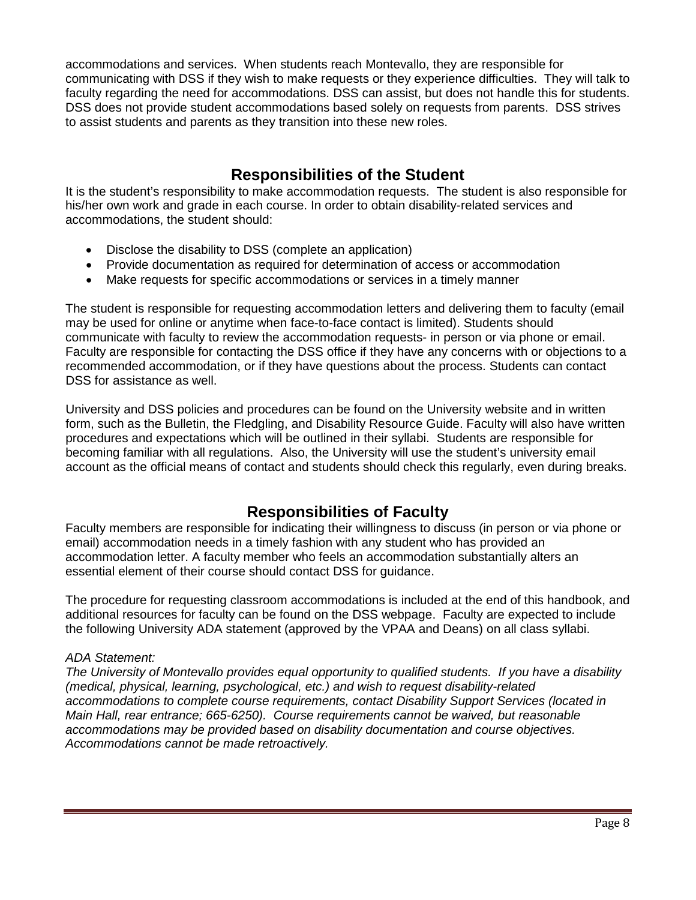accommodations and services. When students reach Montevallo, they are responsible for communicating with DSS if they wish to make requests or they experience difficulties. They will talk to faculty regarding the need for accommodations. DSS can assist, but does not handle this for students. DSS does not provide student accommodations based solely on requests from parents. DSS strives to assist students and parents as they transition into these new roles.

## Responsibilities of the Student

It is the student's responsibility to make accommodation requests. The student is also responsible for his/her own work and grade in each course. In order to obtain disability-related services and accommodations, the student should:

- Disclose the disability to DSS (complete an application)
- Provide documentation as required for determination of access or accommodation
- Make requests for specific accommodations or services in a timely manner

The student is responsible for requesting accommodation letters and delivering them to faculty (email may be used for online or anytime when face-to-face contact is limited). Students should communicate with faculty to review the accommodation requests- in person or via phone or email. Faculty are responsible for contacting the DSS office if they have any concerns with or objections to a recommended accommodation, or if they have questions about the process. Students can contact DSS for assistance as well.

University and DSS policies and procedures can be found on the University website and in written form, such as the Bulletin, the Fledgling, and Disability Resource Guide. Faculty will also have written procedures and expectations which will be outlined in their syllabi. Students are responsible for becoming familiar with all regulations. Also, the University will use the student's university email account as the official means of contact and students should check this regularly, even during breaks.

## Responsibilities of Faculty

Faculty members are responsible for indicating their willingness to discuss (in person or via phone or email) accommodation needs in a timely fashion with any student who has provided an accommodation letter. A faculty member who feels an accommodation substantially alters an essential element of their course should contact DSS for guidance.

The procedure for requesting classroom accommodations is included at the end of this handbook, and additional resources for faculty can be found on the DSS webpage. Faculty are expected to include the following University ADA statement (approved by the VPAA and Deans) on all class syllabi.

*ADA Statement:*
*The University of Montevallo provides equal opportunity to qualified students. If you have a disability (medical, physical, learning, psychological, etc.) and wish to request disability-related accommodations to complete course requirements, contact Disability Support Services (located in Main Hall, rear entrance; 665-6250). Course requirements cannot be waived, but reasonable accommodations may be provided based on disability documentation and course objectives. Accommodations cannot be made retroactively.*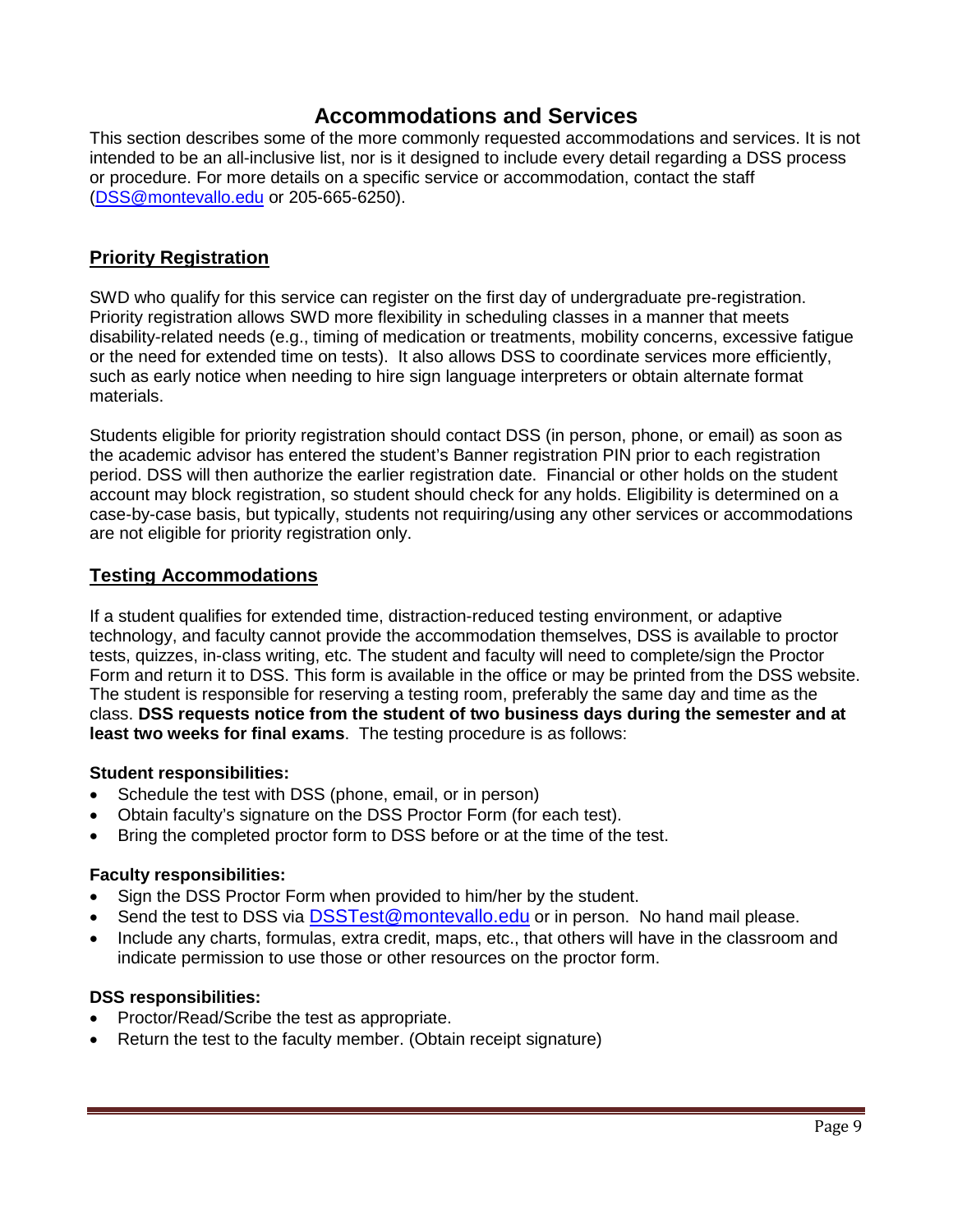# Accommodations and Services

This section describes some of the more commonly requested accommodations and services. It is not intended to be an all-inclusive list, nor is it designed to include every detail regarding a DSS process or procedure. For more details on a specific service or accommodation, contact the staff (DSS@montevallo.edu or 205-665-6250).

## Priority Registration

SWD who qualify for this service can register on the first day of undergraduate pre-registration. Priority registration allows SWD more flexibility in scheduling classes in a manner that meets disability-related needs (e.g., timing of medication or treatments, mobility concerns, excessive fatigue or the need for extended time on tests). It also allows DSS to coordinate services more efficiently, such as early notice when needing to hire sign language interpreters or obtain alternate format materials.

Students eligible for priority registration should contact DSS (in person, phone, or email) as soon as the academic advisor has entered the student's Banner registration PIN prior to each registration period. DSS will then authorize the earlier registration date. Financial or other holds on the student account may block registration, so student should check for any holds. Eligibility is determined on a case-by-case basis, but typically, students not requiring/using any other services or accommodations are not eligible for priority registration only.

## Testing Accommodations

If a student qualifies for extended time, distraction-reduced testing environment, or adaptive technology, and faculty cannot provide the accommodation themselves, DSS is available to proctor tests, quizzes, in-class writing, etc. The student and faculty will need to complete/sign the Proctor Form and return it to DSS. This form is available in the office or may be printed from the DSS website. The student is responsible for reserving a testing room, preferably the same day and time as the class. **DSS requests notice from the student of two business days during the semester and at least two weeks for final exams**. The testing procedure is as follows:

**Student responsibilities:**

- Schedule the test with DSS (phone, email, or in person)
- Obtain faculty's signature on the DSS Proctor Form (for each test).
- Bring the completed proctor form to DSS before or at the time of the test.

**Faculty responsibilities:**

- Sign the DSS Proctor Form when provided to him/her by the student.
- Send the test to DSS via DSSTest@montevallo.edu or in person. No hand mail please.
- Include any charts, formulas, extra credit, maps, etc., that others will have in the classroom and indicate permission to use those or other resources on the proctor form.

**DSS responsibilities:**

- Proctor/Read/Scribe the test as appropriate.
- Return the test to the faculty member. (Obtain receipt signature)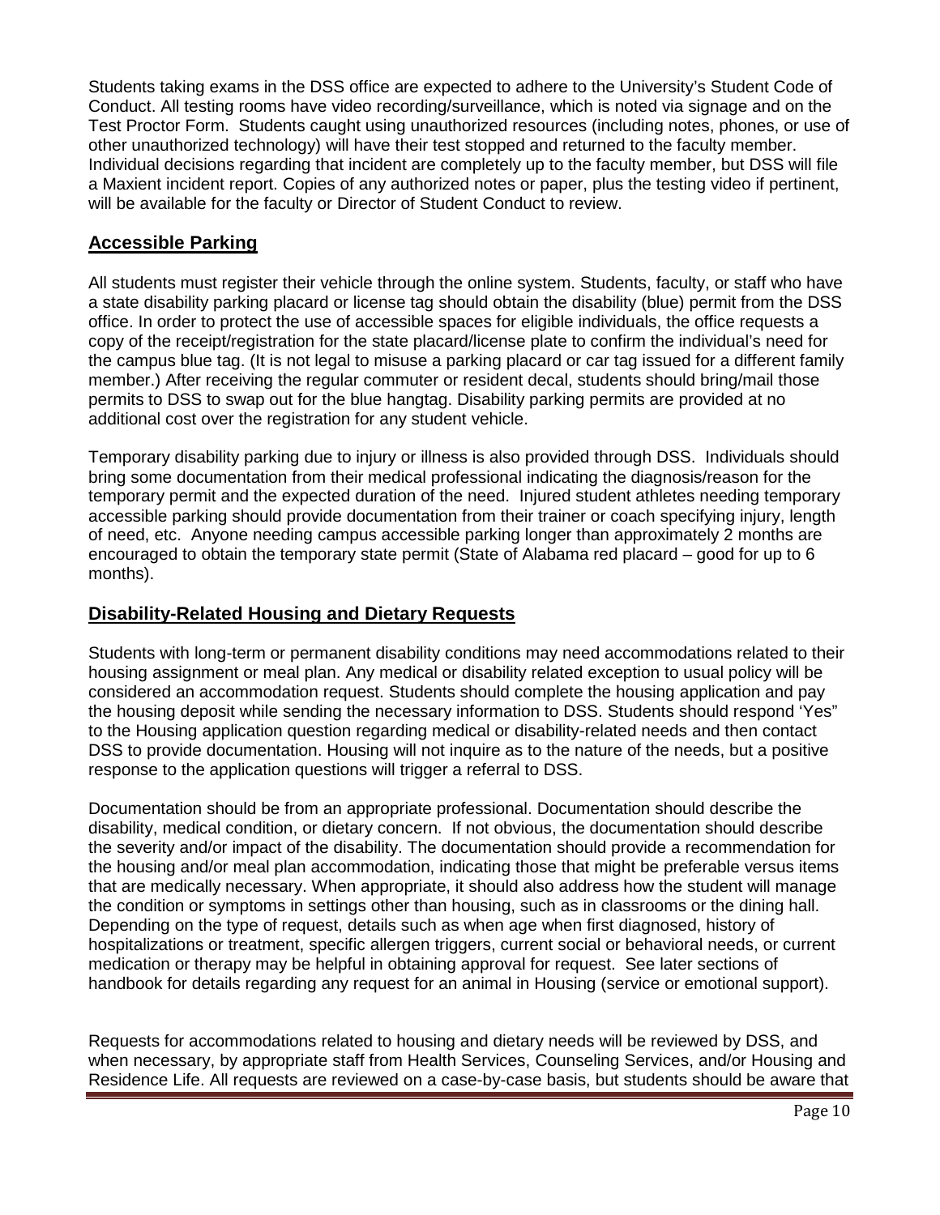Students taking exams in the DSS office are expected to adhere to the University's Student Code of Conduct. All testing rooms have video recording/surveillance, which is noted via signage and on the Test Proctor Form. Students caught using unauthorized resources (including notes, phones, or use of other unauthorized technology) will have their test stopped and returned to the faculty member. Individual decisions regarding that incident are completely up to the faculty member, but DSS will file a Maxient incident report. Copies of any authorized notes or paper, plus the testing video if pertinent, will be available for the faculty or Director of Student Conduct to review.

## Accessible Parking

All students must register their vehicle through the online system. Students, faculty, or staff who have a state disability parking placard or license tag should obtain the disability (blue) permit from the DSS office. In order to protect the use of accessible spaces for eligible individuals, the office requests a copy of the receipt/registration for the state placard/license plate to confirm the individual's need for the campus blue tag. (It is not legal to misuse a parking placard or car tag issued for a different family member.) After receiving the regular commuter or resident decal, students should bring/mail those permits to DSS to swap out for the blue hangtag. Disability parking permits are provided at no additional cost over the registration for any student vehicle.

Temporary disability parking due to injury or illness is also provided through DSS. Individuals should bring some documentation from their medical professional indicating the diagnosis/reason for the temporary permit and the expected duration of the need. Injured student athletes needing temporary accessible parking should provide documentation from their trainer or coach specifying injury, length of need, etc. Anyone needing campus accessible parking longer than approximately 2 months are encouraged to obtain the temporary state permit (State of Alabama red placard – good for up to 6 months).

## Disability-Related Housing and Dietary Requests

Students with long-term or permanent disability conditions may need accommodations related to their housing assignment or meal plan. Any medical or disability related exception to usual policy will be considered an accommodation request. Students should complete the housing application and pay the housing deposit while sending the necessary information to DSS. Students should respond 'Yes" to the Housing application question regarding medical or disability-related needs and then contact DSS to provide documentation. Housing will not inquire as to the nature of the needs, but a positive response to the application questions will trigger a referral to DSS.

Documentation should be from an appropriate professional. Documentation should describe the disability, medical condition, or dietary concern. If not obvious, the documentation should describe the severity and/or impact of the disability. The documentation should provide a recommendation for the housing and/or meal plan accommodation, indicating those that might be preferable versus items that are medically necessary. When appropriate, it should also address how the student will manage the condition or symptoms in settings other than housing, such as in classrooms or the dining hall. Depending on the type of request, details such as when age when first diagnosed, history of hospitalizations or treatment, specific allergen triggers, current social or behavioral needs, or current medication or therapy may be helpful in obtaining approval for request. See later sections of handbook for details regarding any request for an animal in Housing (service or emotional support).

Requests for accommodations related to housing and dietary needs will be reviewed by DSS, and when necessary, by appropriate staff from Health Services, Counseling Services, and/or Housing and Residence Life. All requests are reviewed on a case-by-case basis, but students should be aware that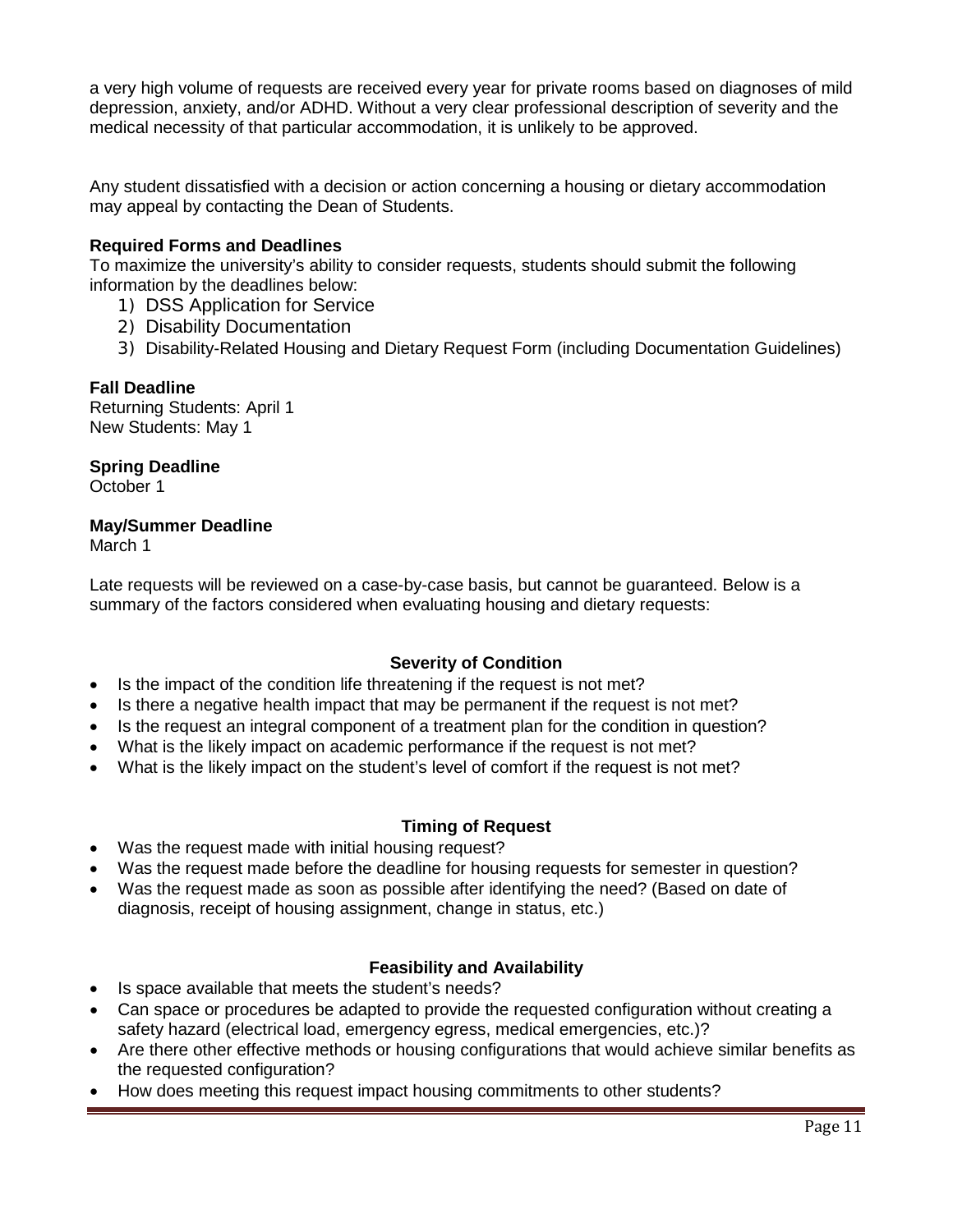a very high volume of requests are received every year for private rooms based on diagnoses of mild depression, anxiety, and/or ADHD. Without a very clear professional description of severity and the medical necessity of that particular accommodation, it is unlikely to be approved.

Any student dissatisfied with a decision or action concerning a housing or dietary accommodation may appeal by contacting the Dean of Students.

**Required Forms and Deadlines**

To maximize the university's ability to consider requests, students should submit the following information by the deadlines below:

1) DSS Application for Service
2) Disability Documentation
3) Disability-Related Housing and Dietary Request Form (including Documentation Guidelines)

**Fall Deadline**

Returning Students: April 1
New Students: May 1

**Spring Deadline**

October 1

**May/Summer Deadline**

March 1

Late requests will be reviewed on a case-by-case basis, but cannot be guaranteed. Below is a summary of the factors considered when evaluating housing and dietary requests:

**Severity of Condition**

- Is the impact of the condition life threatening if the request is not met?
- Is there a negative health impact that may be permanent if the request is not met?
- Is the request an integral component of a treatment plan for the condition in question?
- What is the likely impact on academic performance if the request is not met?
- What is the likely impact on the student's level of comfort if the request is not met?

**Timing of Request**

- Was the request made with initial housing request?
- Was the request made before the deadline for housing requests for semester in question?
- Was the request made as soon as possible after identifying the need? (Based on date of diagnosis, receipt of housing assignment, change in status, etc.)

**Feasibility and Availability**

- Is space available that meets the student's needs?
- Can space or procedures be adapted to provide the requested configuration without creating a safety hazard (electrical load, emergency egress, medical emergencies, etc.)?
- Are there other effective methods or housing configurations that would achieve similar benefits as the requested configuration?
- How does meeting this request impact housing commitments to other students?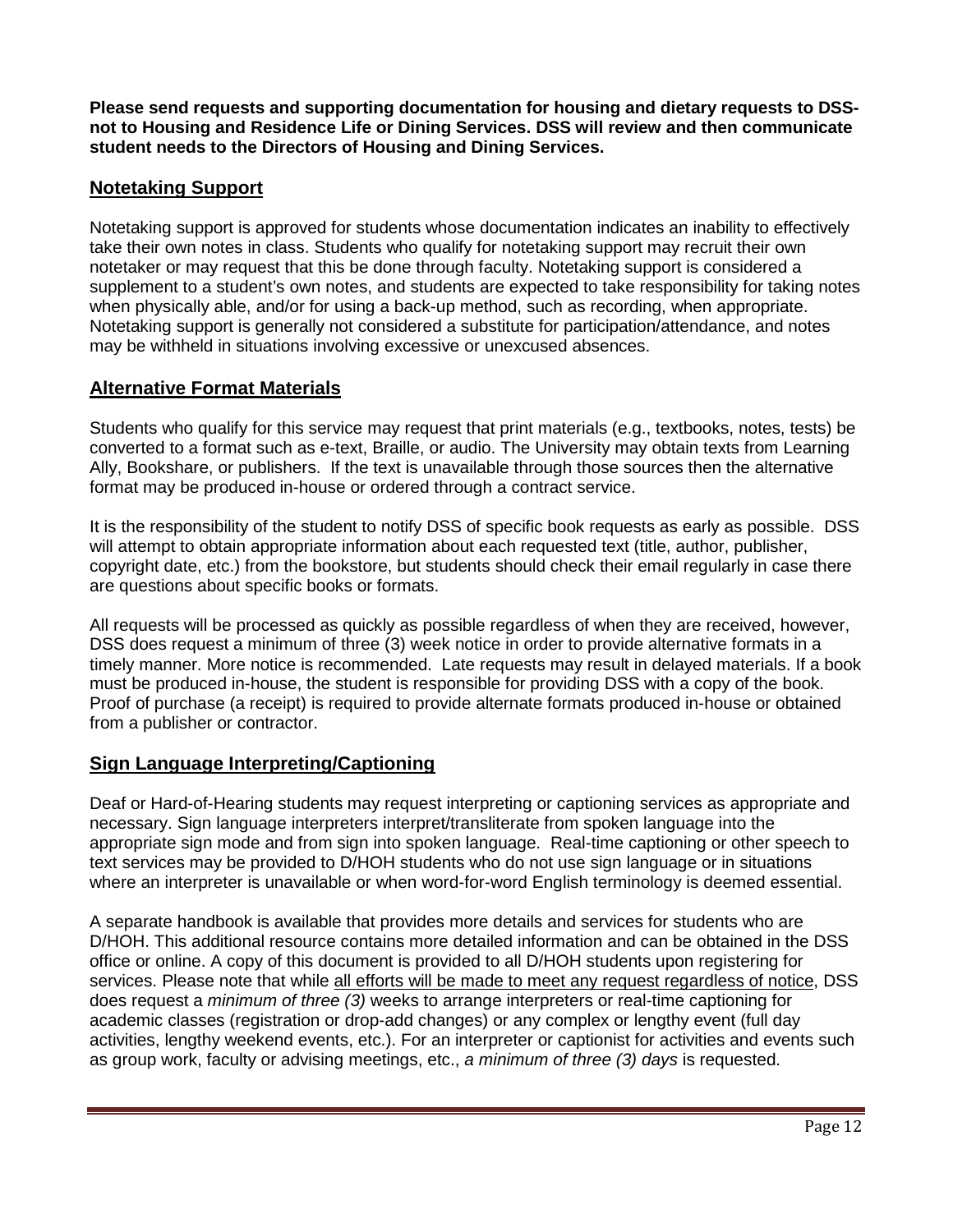**Please send requests and supporting documentation for housing and dietary requests to DSS- not to Housing and Residence Life or Dining Services. DSS will review and then communicate student needs to the Directors of Housing and Dining Services.**

## Notetaking Support

Notetaking support is approved for students whose documentation indicates an inability to effectively take their own notes in class. Students who qualify for notetaking support may recruit their own notetaker or may request that this be done through faculty. Notetaking support is considered a supplement to a student's own notes, and students are expected to take responsibility for taking notes when physically able, and/or for using a back-up method, such as recording, when appropriate. Notetaking support is generally not considered a substitute for participation/attendance, and notes may be withheld in situations involving excessive or unexcused absences.

## Alternative Format Materials

Students who qualify for this service may request that print materials (e.g., textbooks, notes, tests) be converted to a format such as e-text, Braille, or audio. The University may obtain texts from Learning Ally, Bookshare, or publishers. If the text is unavailable through those sources then the alternative format may be produced in-house or ordered through a contract service.

It is the responsibility of the student to notify DSS of specific book requests as early as possible. DSS will attempt to obtain appropriate information about each requested text (title, author, publisher, copyright date, etc.) from the bookstore, but students should check their email regularly in case there are questions about specific books or formats.

All requests will be processed as quickly as possible regardless of when they are received, however, DSS does request a minimum of three (3) week notice in order to provide alternative formats in a timely manner. More notice is recommended. Late requests may result in delayed materials. If a book must be produced in-house, the student is responsible for providing DSS with a copy of the book. Proof of purchase (a receipt) is required to provide alternate formats produced in-house or obtained from a publisher or contractor.

## Sign Language Interpreting/Captioning

Deaf or Hard-of-Hearing students may request interpreting or captioning services as appropriate and necessary. Sign language interpreters interpret/transliterate from spoken language into the appropriate sign mode and from sign into spoken language. Real-time captioning or other speech to text services may be provided to D/HOH students who do not use sign language or in situations where an interpreter is unavailable or when word-for-word English terminology is deemed essential.

A separate handbook is available that provides more details and services for students who are D/HOH. This additional resource contains more detailed information and can be obtained in the DSS office or online. A copy of this document is provided to all D/HOH students upon registering for services. Please note that while all efforts will be made to meet any request regardless of notice, DSS does request a *minimum of three (3)* weeks to arrange interpreters or real-time captioning for academic classes (registration or drop-add changes) or any complex or lengthy event (full day activities, lengthy weekend events, etc.). For an interpreter or captionist for activities and events such as group work, faculty or advising meetings, etc., *a minimum of three (3) days* is requested.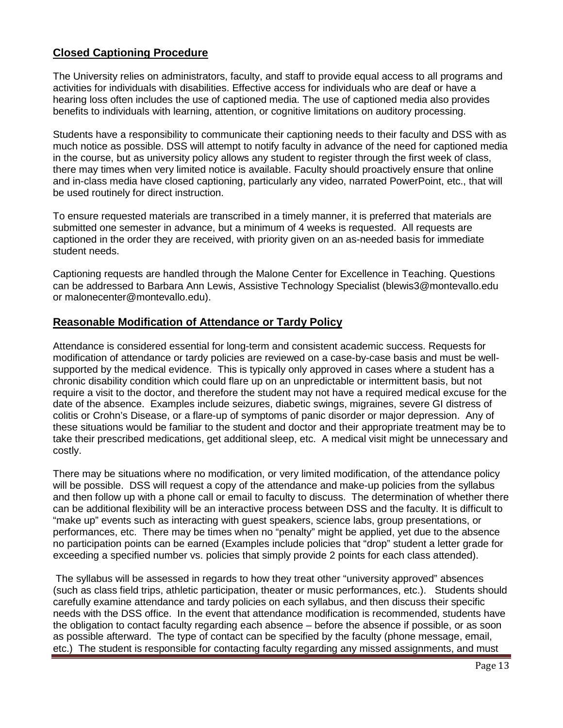## Closed Captioning Procedure

The University relies on administrators, faculty, and staff to provide equal access to all programs and activities for individuals with disabilities. Effective access for individuals who are deaf or have a hearing loss often includes the use of captioned media. The use of captioned media also provides benefits to individuals with learning, attention, or cognitive limitations on auditory processing.

Students have a responsibility to communicate their captioning needs to their faculty and DSS with as much notice as possible. DSS will attempt to notify faculty in advance of the need for captioned media in the course, but as university policy allows any student to register through the first week of class, there may times when very limited notice is available. Faculty should proactively ensure that online and in-class media have closed captioning, particularly any video, narrated PowerPoint, etc., that will be used routinely for direct instruction.

To ensure requested materials are transcribed in a timely manner, it is preferred that materials are submitted one semester in advance, but a minimum of 4 weeks is requested. All requests are captioned in the order they are received, with priority given on an as-needed basis for immediate student needs.

Captioning requests are handled through the Malone Center for Excellence in Teaching. Questions can be addressed to Barbara Ann Lewis, Assistive Technology Specialist (blewis3@montevallo.edu or malonecenter@montevallo.edu).

## Reasonable Modification of Attendance or Tardy Policy

Attendance is considered essential for long-term and consistent academic success. Requests for modification of attendance or tardy policies are reviewed on a case-by-case basis and must be well-supported by the medical evidence. This is typically only approved in cases where a student has a chronic disability condition which could flare up on an unpredictable or intermittent basis, but not require a visit to the doctor, and therefore the student may not have a required medical excuse for the date of the absence. Examples include seizures, diabetic swings, migraines, severe GI distress of colitis or Crohn's Disease, or a flare-up of symptoms of panic disorder or major depression. Any of these situations would be familiar to the student and doctor and their appropriate treatment may be to take their prescribed medications, get additional sleep, etc. A medical visit might be unnecessary and costly.

There may be situations where no modification, or very limited modification, of the attendance policy will be possible. DSS will request a copy of the attendance and make-up policies from the syllabus and then follow up with a phone call or email to faculty to discuss. The determination of whether there can be additional flexibility will be an interactive process between DSS and the faculty. It is difficult to "make up" events such as interacting with guest speakers, science labs, group presentations, or performances, etc. There may be times when no "penalty" might be applied, yet due to the absence no participation points can be earned (Examples include policies that "drop" student a letter grade for exceeding a specified number vs. policies that simply provide 2 points for each class attended).

The syllabus will be assessed in regards to how they treat other "university approved" absences (such as class field trips, athletic participation, theater or music performances, etc.). Students should carefully examine attendance and tardy policies on each syllabus, and then discuss their specific needs with the DSS office. In the event that attendance modification is recommended, students have the obligation to contact faculty regarding each absence – before the absence if possible, or as soon as possible afterward. The type of contact can be specified by the faculty (phone message, email, etc.) The student is responsible for contacting faculty regarding any missed assignments, and must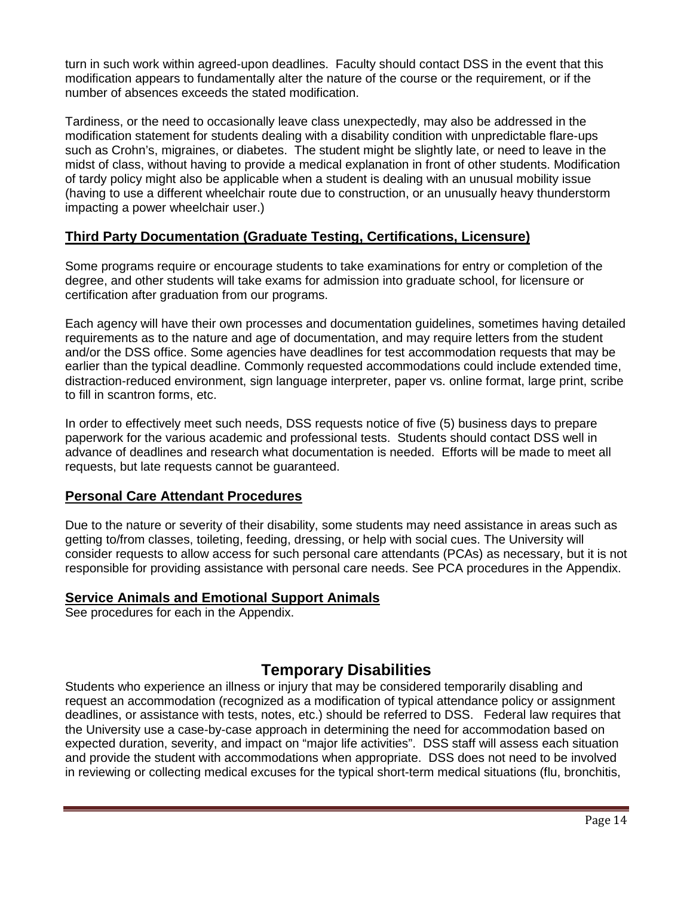turn in such work within agreed-upon deadlines. Faculty should contact DSS in the event that this modification appears to fundamentally alter the nature of the course or the requirement, or if the number of absences exceeds the stated modification.

Tardiness, or the need to occasionally leave class unexpectedly, may also be addressed in the modification statement for students dealing with a disability condition with unpredictable flare-ups such as Crohn's, migraines, or diabetes. The student might be slightly late, or need to leave in the midst of class, without having to provide a medical explanation in front of other students. Modification of tardy policy might also be applicable when a student is dealing with an unusual mobility issue (having to use a different wheelchair route due to construction, or an unusually heavy thunderstorm impacting a power wheelchair user.)

### Third Party Documentation (Graduate Testing, Certifications, Licensure)

Some programs require or encourage students to take examinations for entry or completion of the degree, and other students will take exams for admission into graduate school, for licensure or certification after graduation from our programs.

Each agency will have their own processes and documentation guidelines, sometimes having detailed requirements as to the nature and age of documentation, and may require letters from the student and/or the DSS office. Some agencies have deadlines for test accommodation requests that may be earlier than the typical deadline. Commonly requested accommodations could include extended time, distraction-reduced environment, sign language interpreter, paper vs. online format, large print, scribe to fill in scantron forms, etc.

In order to effectively meet such needs, DSS requests notice of five (5) business days to prepare paperwork for the various academic and professional tests. Students should contact DSS well in advance of deadlines and research what documentation is needed. Efforts will be made to meet all requests, but late requests cannot be guaranteed.

### Personal Care Attendant Procedures

Due to the nature or severity of their disability, some students may need assistance in areas such as getting to/from classes, toileting, feeding, dressing, or help with social cues. The University will consider requests to allow access for such personal care attendants (PCAs) as necessary, but it is not responsible for providing assistance with personal care needs. See PCA procedures in the Appendix.

### Service Animals and Emotional Support Animals

See procedures for each in the Appendix.

## Temporary Disabilities

Students who experience an illness or injury that may be considered temporarily disabling and request an accommodation (recognized as a modification of typical attendance policy or assignment deadlines, or assistance with tests, notes, etc.) should be referred to DSS. Federal law requires that the University use a case-by-case approach in determining the need for accommodation based on expected duration, severity, and impact on "major life activities". DSS staff will assess each situation and provide the student with accommodations when appropriate. DSS does not need to be involved in reviewing or collecting medical excuses for the typical short-term medical situations (flu, bronchitis,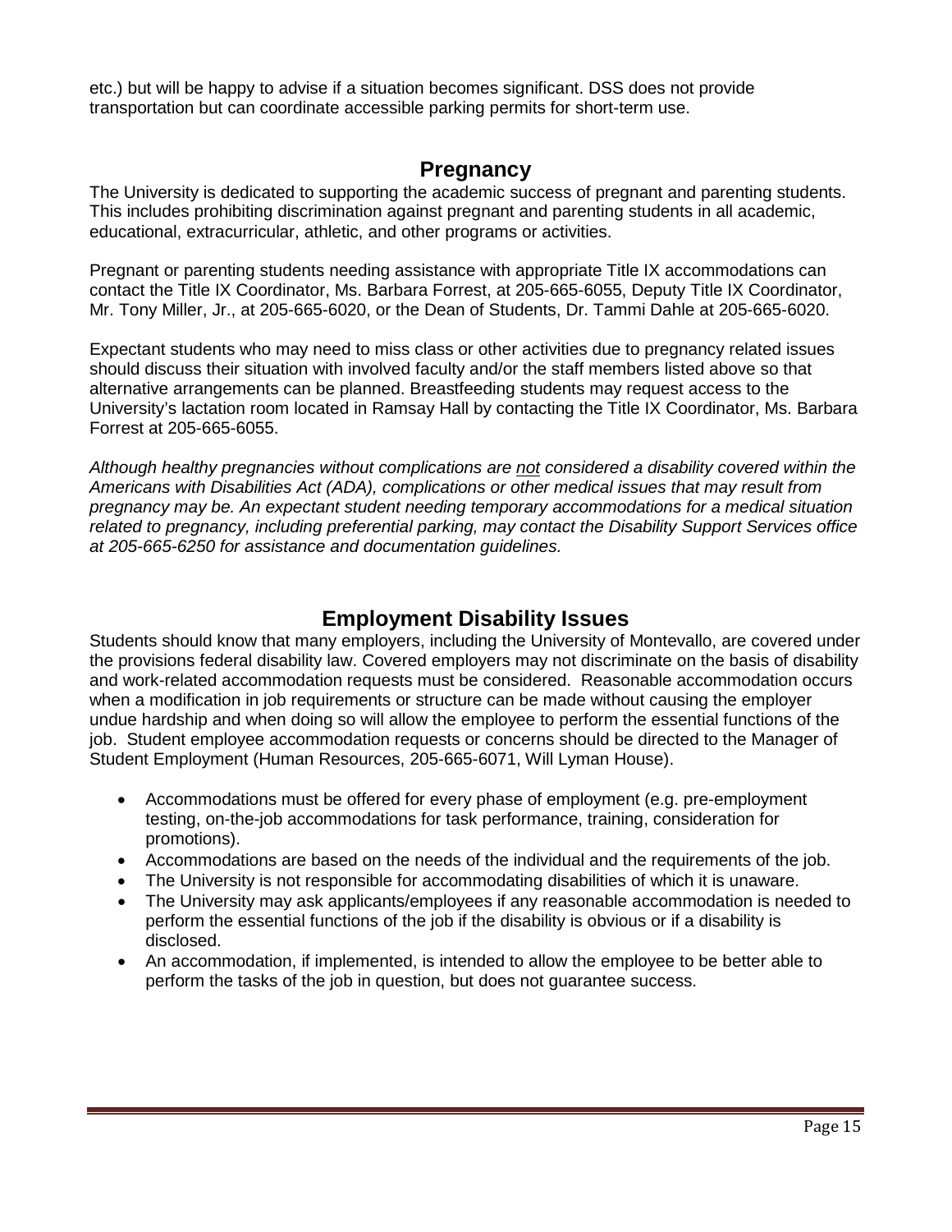etc.) but will be happy to advise if a situation becomes significant. DSS does not provide transportation but can coordinate accessible parking permits for short-term use.

## Pregnancy

The University is dedicated to supporting the academic success of pregnant and parenting students. This includes prohibiting discrimination against pregnant and parenting students in all academic, educational, extracurricular, athletic, and other programs or activities.

Pregnant or parenting students needing assistance with appropriate Title IX accommodations can contact the Title IX Coordinator, Ms. Barbara Forrest, at 205-665-6055, Deputy Title IX Coordinator, Mr. Tony Miller, Jr., at 205-665-6020, or the Dean of Students, Dr. Tammi Dahle at 205-665-6020.

Expectant students who may need to miss class or other activities due to pregnancy related issues should discuss their situation with involved faculty and/or the staff members listed above so that alternative arrangements can be planned. Breastfeeding students may request access to the University's lactation room located in Ramsay Hall by contacting the Title IX Coordinator, Ms. Barbara Forrest at 205-665-6055.

*Although healthy pregnancies without complications are <u>not</u> considered a disability covered within the Americans with Disabilities Act (ADA), complications or other medical issues that may result from pregnancy may be. An expectant student needing temporary accommodations for a medical situation related to pregnancy, including preferential parking, may contact the Disability Support Services office at 205-665-6250 for assistance and documentation guidelines.*

## Employment Disability Issues

Students should know that many employers, including the University of Montevallo, are covered under the provisions federal disability law. Covered employers may not discriminate on the basis of disability and work-related accommodation requests must be considered. Reasonable accommodation occurs when a modification in job requirements or structure can be made without causing the employer undue hardship and when doing so will still allow the employee to perform the essential functions of the job. Student employee accommodation requests or concerns should be directed to the Manager of Student Employment (Human Resources, 205-665-6071, Will Lyman House).

- Accommodations must be offered for every phase of employment (e.g. pre-employment testing, on-the-job accommodations for task performance, training, consideration for promotions).
- Accommodations are based on the needs of the individual and the requirements of the job.
- The University is not responsible for accommodating disabilities of which it is unaware.
- The University may ask applicants/employees if any reasonable accommodation is needed to perform the essential functions of the job if the disability is obvious or if a disability is disclosed.
- An accommodation, if implemented, is intended to allow the employee to be better able to perform the tasks of the job in question, but does not guarantee success.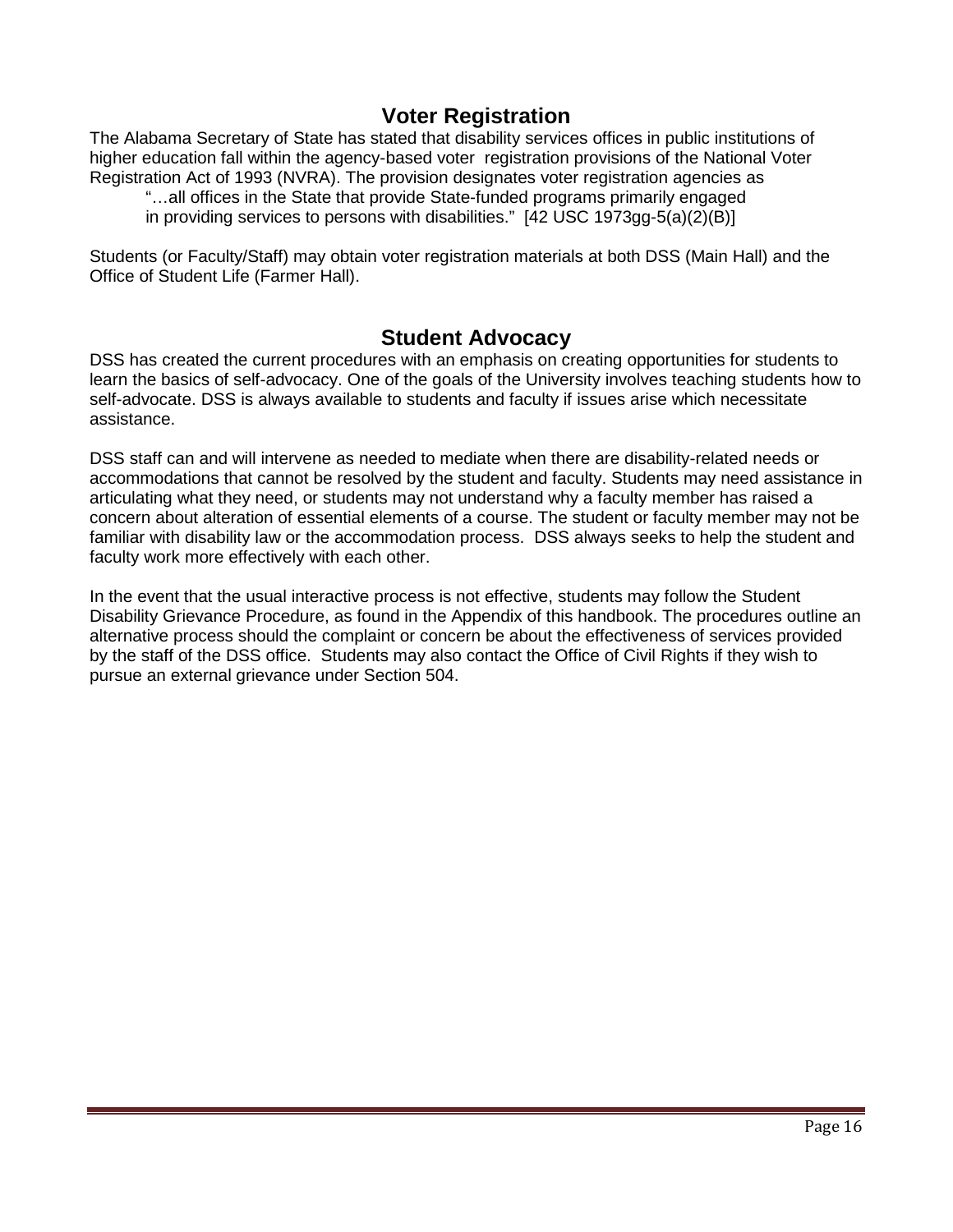## Voter Registration

The Alabama Secretary of State has stated that disability services offices in public institutions of higher education fall within the agency-based voter registration provisions of the National Voter Registration Act of 1993 (NVRA). The provision designates voter registration agencies as

> "…all offices in the State that provide State-funded programs primarily engaged in providing services to persons with disabilities." [42 USC 1973gg-5(a)(2)(B)]

Students (or Faculty/Staff) may obtain voter registration materials at both DSS (Main Hall) and the Office of Student Life (Farmer Hall).

## Student Advocacy

DSS has created the current procedures with an emphasis on creating opportunities for students to learn the basics of self-advocacy. One of the goals of the University involves teaching students how to self-advocate. DSS is always available to students and faculty if issues arise which necessitate assistance.

DSS staff can and will intervene as needed to mediate when there are disability-related needs or accommodations that cannot be resolved by the student and faculty. Students may need assistance in articulating what they need, or students may not understand why a faculty member has raised a concern about alteration of essential elements of a course. The student or faculty member may not be familiar with disability law or the accommodation process. DSS always seeks to help the student and faculty work more effectively with each other.

In the event that the usual interactive process is not effective, students may follow the Student Disability Grievance Procedure, as found in the Appendix of this handbook. The procedures outline an alternative process should the complaint or concern be about the effectiveness of services provided by the staff of the DSS office. Students may also contact the Office of Civil Rights if they wish to pursue an external grievance under Section 504.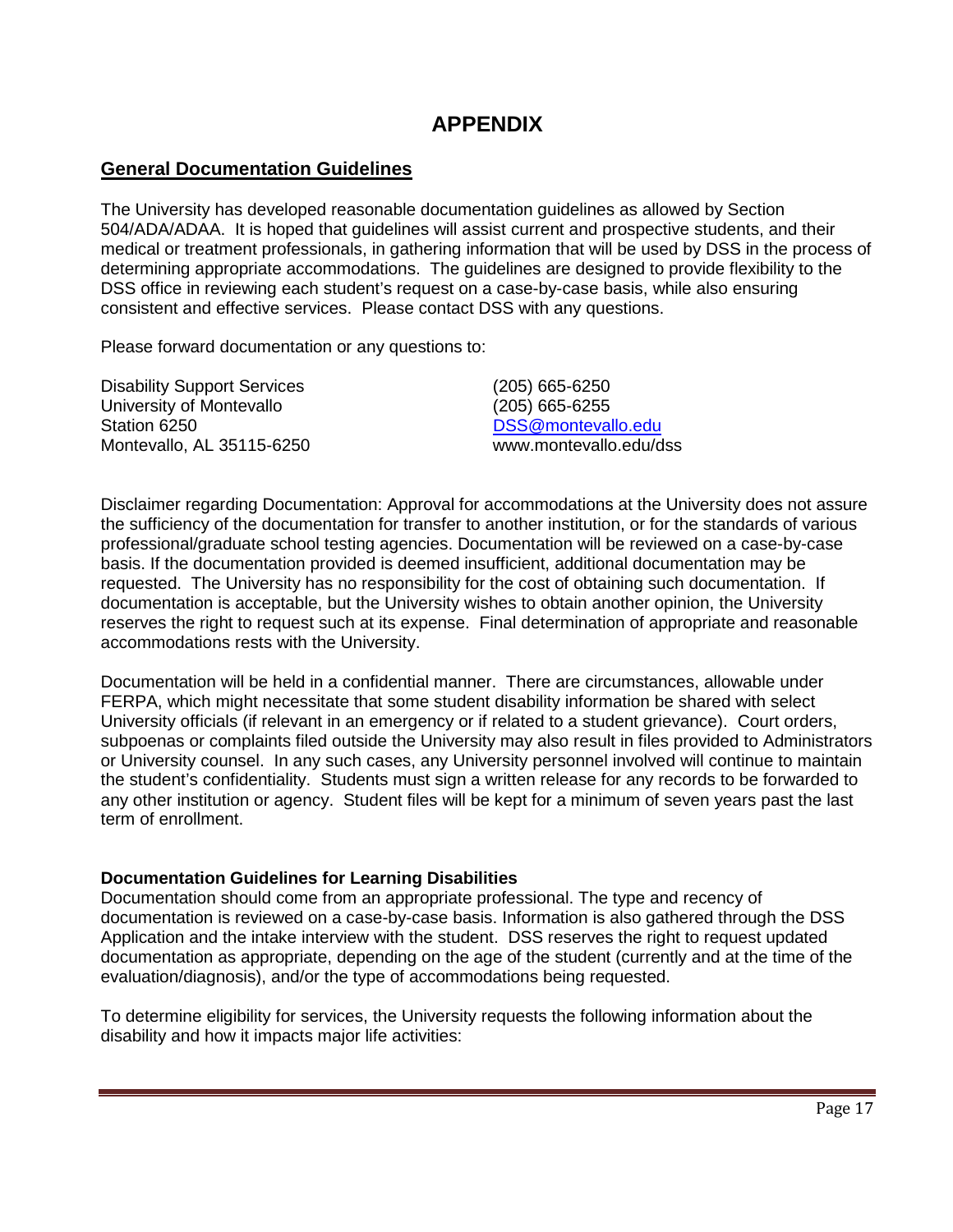# APPENDIX

## General Documentation Guidelines

The University has developed reasonable documentation guidelines as allowed by Section 504/ADA/ADAA. It is hoped that guidelines will assist current and prospective students, and their medical or treatment professionals, in gathering information that will be used by DSS in the process of determining appropriate accommodations. The guidelines are designed to provide flexibility to the DSS office in reviewing each student's request on a case-by-case basis, while also ensuring consistent and effective services. Please contact DSS with any questions.

Please forward documentation or any questions to:

Disability Support Services
University of Montevallo
Station 6250
Montevallo, AL 35115-6250

(205) 665-6250
(205) 665-6255
DSS@montevallo.edu
www.montevallo.edu/dss

Disclaimer regarding Documentation: Approval for accommodations at the University does not assure the sufficiency of the documentation for transfer to another institution, or for the standards of various professional/graduate school testing agencies. Documentation will be reviewed on a case-by-case basis. If the documentation provided is deemed insufficient, additional documentation may be requested. The University has no responsibility for the cost of obtaining such documentation. If documentation is acceptable, but the University wishes to obtain another opinion, the University reserves the right to request such at its expense. Final determination of appropriate and reasonable accommodations rests with the University.

Documentation will be held in a confidential manner. There are circumstances, allowable under FERPA, which might necessitate that some student disability information be shared with select University officials (if relevant in an emergency or if related to a student grievance). Court orders, subpoenas or complaints filed outside the University may also result in files provided to Administrators or University counsel. In any such cases, any University personnel involved will continue to maintain the student's confidentiality. Students must sign a written release for any records to be forwarded to any other institution or agency. Student files will be kept for a minimum of seven years past the last term of enrollment.

### Documentation Guidelines for Learning Disabilities

Documentation should come from an appropriate professional. The type and recency of documentation is reviewed on a case-by-case basis. Information is also gathered through the DSS Application and the intake interview with the student. DSS reserves the right to request updated documentation as appropriate, depending on the age of the student (currently and at the time of the evaluation/diagnosis), and/or the type of accommodations being requested.

To determine eligibility for services, the University requests the following information about the disability and how it impacts major life activities: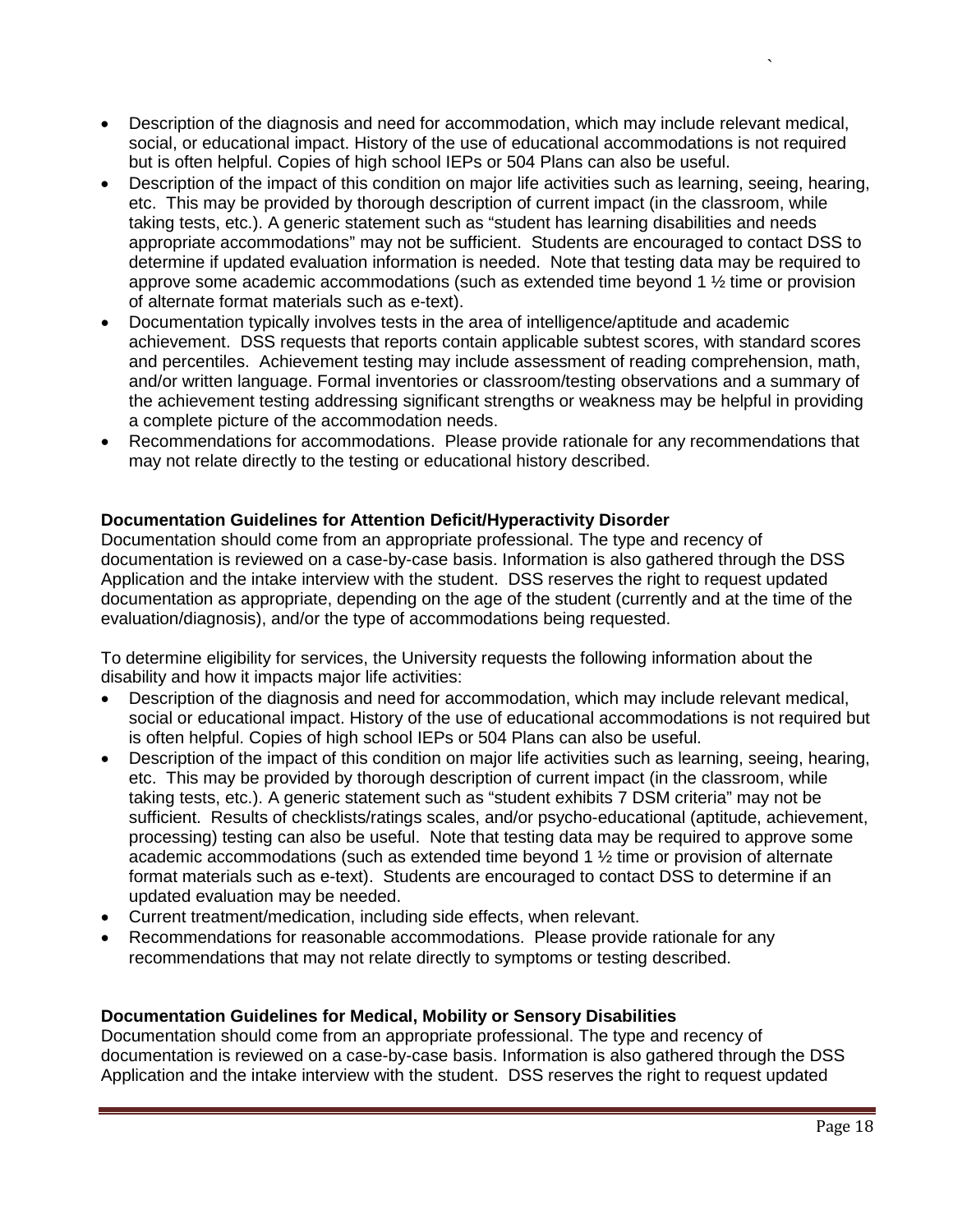- Description of the diagnosis and need for accommodation, which may include relevant medical, social, or educational impact. History of the use of educational accommodations is not required but is often helpful. Copies of high school IEPs or 504 Plans can also be useful.
- Description of the impact of this condition on major life activities such as learning, seeing, hearing, etc. This may be provided by thorough description of current impact (in the classroom, while taking tests, etc.). A generic statement such as "student has learning disabilities and needs appropriate accommodations" may not be sufficient. Students are encouraged to contact DSS to determine if updated evaluation information is needed. Note that testing data may be required to approve some academic accommodations (such as extended time beyond 1 ½ time or provision of alternate format materials such as e-text).
- Documentation typically involves tests in the area of intelligence/aptitude and academic achievement. DSS requests that reports contain applicable subtest scores, with standard scores and percentiles. Achievement testing may include assessment of reading comprehension, math, and/or written language. Formal inventories or classroom/testing observations and a summary of the achievement testing addressing significant strengths or weakness may be helpful in providing a complete picture of the accommodation needs.
- Recommendations for accommodations. Please provide rationale for any recommendations that may not relate directly to the testing or educational history described.

**Documentation Guidelines for Attention Deficit/Hyperactivity Disorder**

Documentation should come from an appropriate professional. The type and recency of documentation is reviewed on a case-by-case basis. Information is also gathered through the DSS Application and the intake interview with the student. DSS reserves the right to request updated documentation as appropriate, depending on the age of the student (currently and at the time of the evaluation/diagnosis), and/or the type of accommodations being requested.

To determine eligibility for services, the University requests the following information about the disability and how it impacts major life activities:

- Description of the diagnosis and need for accommodation, which may include relevant medical, social or educational impact. History of the use of educational accommodations is not required but is often helpful. Copies of high school IEPs or 504 Plans can also be useful.
- Description of the impact of this condition on major life activities such as learning, seeing, hearing, etc. This may be provided by thorough description of current impact (in the classroom, while taking tests, etc.). A generic statement such as "student exhibits 7 DSM criteria" may not be sufficient. Results of checklists/ratings scales, and/or psycho-educational (aptitude, achievement, processing) testing can also be useful. Note that testing data may be required to approve some academic accommodations (such as extended time beyond 1 ½ time or provision of alternate format materials such as e-text). Students are encouraged to contact DSS to determine if an updated evaluation may be needed.
- Current treatment/medication, including side effects, when relevant.
- Recommendations for reasonable accommodations. Please provide rationale for any recommendations that may not relate directly to symptoms or testing described.

**Documentation Guidelines for Medical, Mobility or Sensory Disabilities**

Documentation should come from an appropriate professional. The type and recency of documentation is reviewed on a case-by-case basis. Information is also gathered through the DSS Application and the intake interview with the student. DSS reserves the right to request updated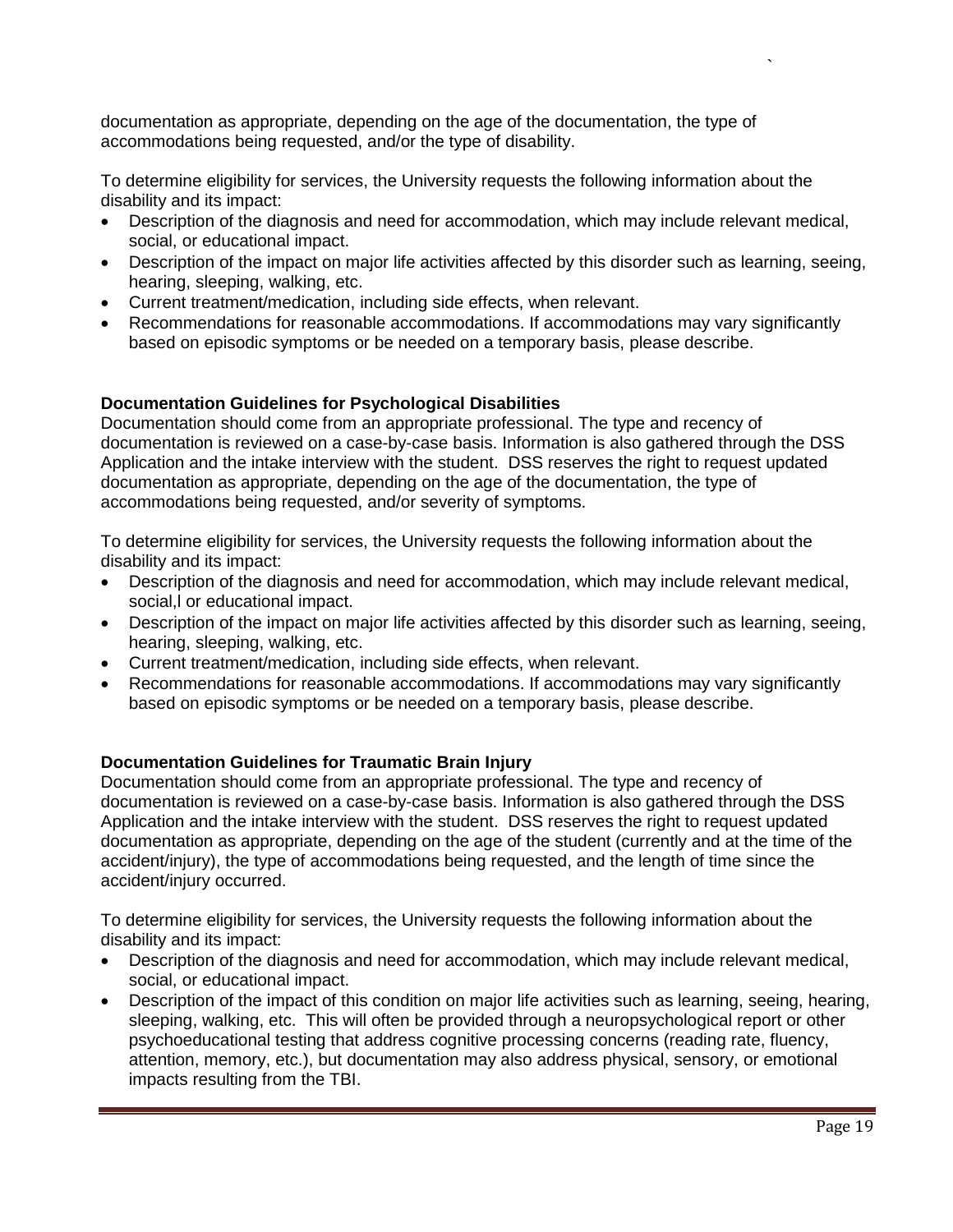documentation as appropriate, depending on the age of the documentation, the type of accommodations being requested, and/or the type of disability.

To determine eligibility for services, the University requests the following information about the disability and its impact:

- Description of the diagnosis and need for accommodation, which may include relevant medical, social, or educational impact.
- Description of the impact on major life activities affected by this disorder such as learning, seeing, hearing, sleeping, walking, etc.
- Current treatment/medication, including side effects, when relevant.
- Recommendations for reasonable accommodations. If accommodations may vary significantly based on episodic symptoms or be needed on a temporary basis, please describe.

**Documentation Guidelines for Psychological Disabilities**

Documentation should come from an appropriate professional. The type and recency of documentation is reviewed on a case-by-case basis. Information is also gathered through the DSS Application and the intake interview with the student. DSS reserves the right to request updated documentation as appropriate, depending on the age of the documentation, the type of accommodations being requested, and/or severity of symptoms.

To determine eligibility for services, the University requests the following information about the disability and its impact:

- Description of the diagnosis and need for accommodation, which may include relevant medical, social,l or educational impact.
- Description of the impact on major life activities affected by this disorder such as learning, seeing, hearing, sleeping, walking, etc.
- Current treatment/medication, including side effects, when relevant.
- Recommendations for reasonable accommodations. If accommodations may vary significantly based on episodic symptoms or be needed on a temporary basis, please describe.

**Documentation Guidelines for Traumatic Brain Injury**

Documentation should come from an appropriate professional. The type and recency of documentation is reviewed on a case-by-case basis. Information is also gathered through the DSS Application and the intake interview with the student. DSS reserves the right to request updated documentation as appropriate, depending on the age of the student (currently and at the time of the accident/injury), the type of accommodations being requested, and the length of time since the accident/injury occurred.

To determine eligibility for services, the University requests the following information about the disability and its impact:

- Description of the diagnosis and need for accommodation, which may include relevant medical, social, or educational impact.
- Description of the impact of this condition on major life activities such as learning, seeing, hearing, sleeping, walking, etc. This will often be provided through a neuropsychological report or other psychoeducational testing that address cognitive processing concerns (reading rate, fluency, attention, memory, etc.), but documentation may also address physical, sensory, or emotional impacts resulting from the TBI.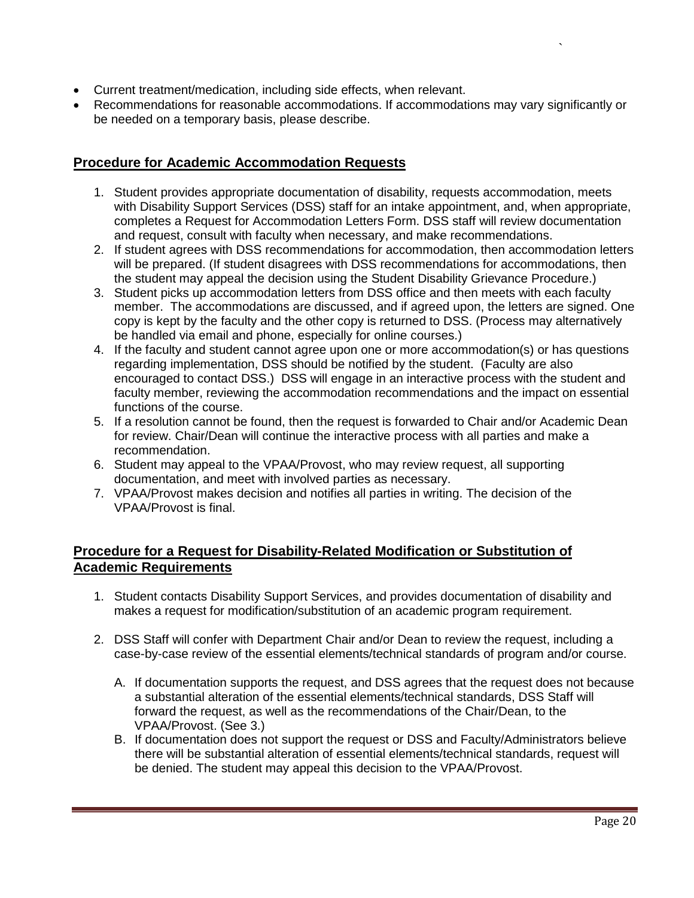- Current treatment/medication, including side effects, when relevant.
- Recommendations for reasonable accommodations. If accommodations may vary significantly or be needed on a temporary basis, please describe.

## Procedure for Academic Accommodation Requests

1. Student provides appropriate documentation of disability, requests accommodation, meets with Disability Support Services (DSS) staff for an intake appointment, and, when appropriate, completes a Request for Accommodation Letters Form. DSS staff will review documentation and request, consult with faculty when necessary, and make recommendations.
2. If student agrees with DSS recommendations for accommodation, then accommodation letters will be prepared. (If student disagrees with DSS recommendations for accommodations, then the student may appeal the decision using the Student Disability Grievance Procedure.)
3. Student picks up accommodation letters from DSS office and then meets with each faculty member. The accommodations are discussed, and if agreed upon, the letters are signed. One copy is kept by the faculty and the other copy is returned to DSS. (Process may alternatively be handled via email and phone, especially for online courses.)
4. If the faculty and student cannot agree upon one or more accommodation(s) or has questions regarding implementation, DSS should be notified by the student. (Faculty are also encouraged to contact DSS.) DSS will engage in an interactive process with the student and faculty member, reviewing the accommodation recommendations and the impact on essential functions of the course.
5. If a resolution cannot be found, then the request is forwarded to Chair and/or Academic Dean for review. Chair/Dean will continue the interactive process with all parties and make a recommendation.
6. Student may appeal to the VPAA/Provost, who may review request, all supporting documentation, and meet with involved parties as necessary.
7. VPAA/Provost makes decision and notifies all parties in writing. The decision of the VPAA/Provost is final.

## Procedure for a Request for Disability-Related Modification or Substitution of Academic Requirements

1. Student contacts Disability Support Services, and provides documentation of disability and makes a request for modification/substitution of an academic program requirement.

2. DSS Staff will confer with Department Chair and/or Dean to review the request, including a case-by-case review of the essential elements/technical standards of program and/or course.

   A. If documentation supports the request, and DSS agrees that the request does not because a substantial alteration of the essential elements/technical standards, DSS Staff will forward the request, as well as the recommendations of the Chair/Dean, to the VPAA/Provost. (See 3.)

   B. If documentation does not support the request or DSS and Faculty/Administrators believe there will be substantial alteration of essential elements/technical standards, request will be denied. The student may appeal this decision to the VPAA/Provost.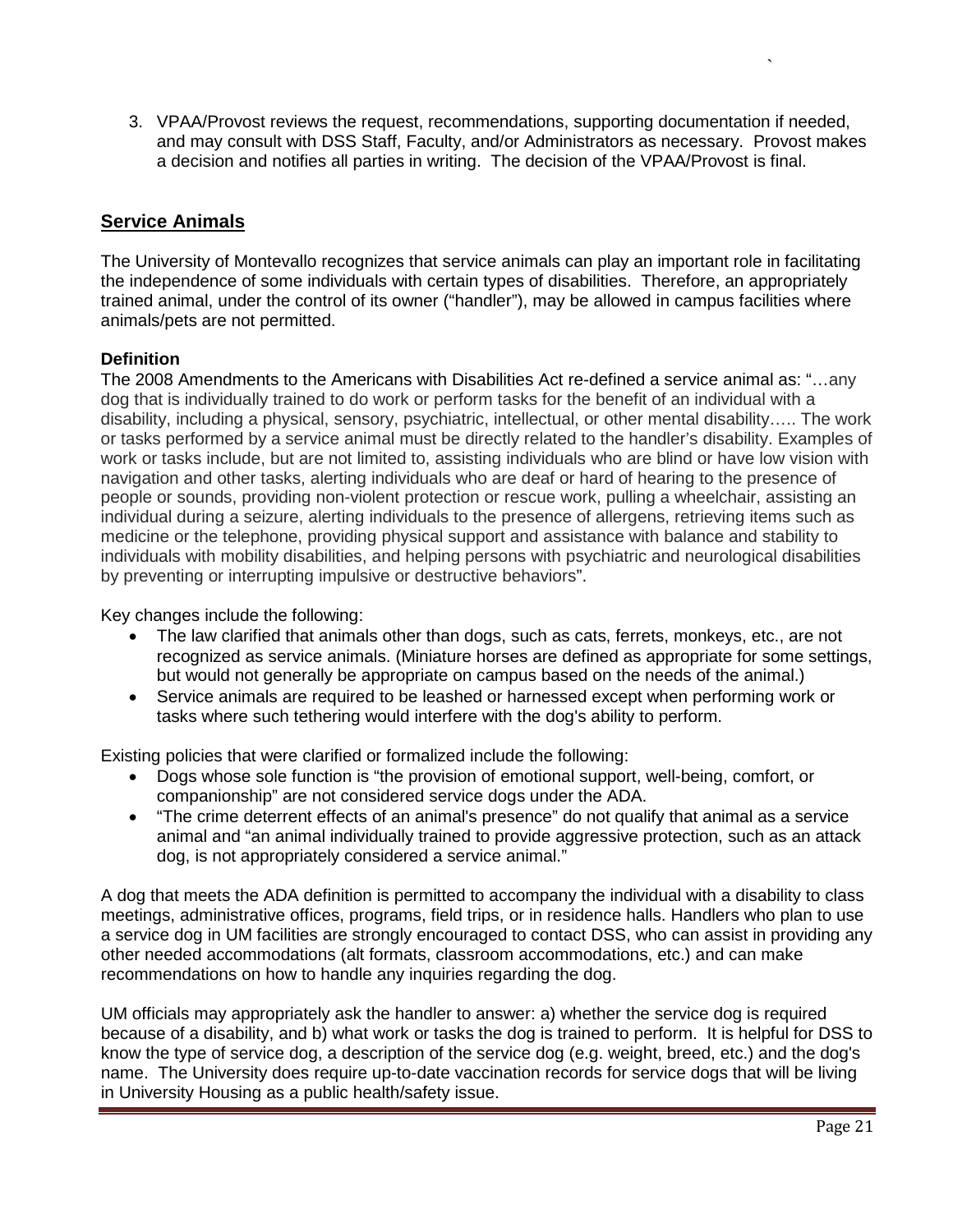3. VPAA/Provost reviews the request, recommendations, supporting documentation if needed, and may consult with DSS Staff, Faculty, and/or Administrators as necessary. Provost makes a decision and notifies all parties in writing. The decision of the VPAA/Provost is final.

## Service Animals

The University of Montevallo recognizes that service animals can play an important role in facilitating the independence of some individuals with certain types of disabilities. Therefore, an appropriately trained animal, under the control of its owner ("handler"), may be allowed in campus facilities where animals/pets are not permitted.

### Definition

The 2008 Amendments to the Americans with Disabilities Act re-defined a service animal as: "…any dog that is individually trained to do work or perform tasks for the benefit of an individual with a disability, including a physical, sensory, psychiatric, intellectual, or other mental disability….. The work or tasks performed by a service animal must be directly related to the handler's disability. Examples of work or tasks include, but are not limited to, assisting individuals who are blind or have low vision with navigation and other tasks, alerting individuals who are deaf or hard of hearing to the presence of people or sounds, providing non-violent protection or rescue work, pulling a wheelchair, assisting an individual during a seizure, alerting individuals to the presence of allergens, retrieving items such as medicine or the telephone, providing physical support and assistance with balance and stability to individuals with mobility disabilities, and helping persons with psychiatric and neurological disabilities by preventing or interrupting impulsive or destructive behaviors".

Key changes include the following:

- The law clarified that animals other than dogs, such as cats, ferrets, monkeys, etc., are not recognized as service animals. (Miniature horses are defined as appropriate for some settings, but would not generally be appropriate on campus based on the needs of the animal.)
- Service animals are required to be leashed or harnessed except when performing work or tasks where such tethering would interfere with the dog's ability to perform.

Existing policies that were clarified or formalized include the following:

- Dogs whose sole function is "the provision of emotional support, well-being, comfort, or companionship" are not considered service dogs under the ADA.
- "The crime deterrent effects of an animal's presence" do not qualify that animal as a service animal and "an animal individually trained to provide aggressive protection, such as an attack dog, is not appropriately considered a service animal."

A dog that meets the ADA definition is permitted to accompany the individual with a disability to class meetings, administrative offices, programs, field trips, or in residence halls. Handlers who plan to use a service dog in UM facilities are strongly encouraged to contact DSS, who can assist in providing any other needed accommodations (alt formats, classroom accommodations, etc.) and can make recommendations on how to handle any inquiries regarding the dog.

UM officials may appropriately ask the handler to answer: a) whether the service dog is required because of a disability, and b) what work or tasks the dog is trained to perform. It is helpful for DSS to know the type of service dog, a description of the service dog (e.g. weight, breed, etc.) and the dog's name. The University does require up-to-date vaccination records for service dogs that will be living in University Housing as a public health/safety issue.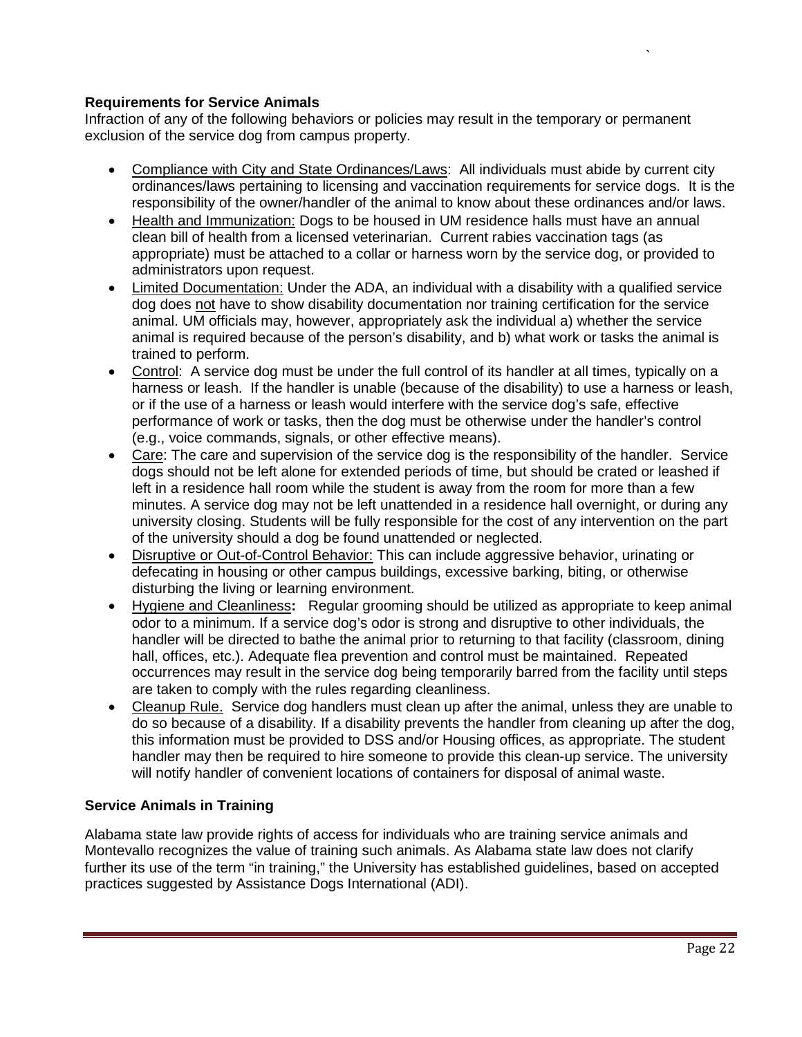### Requirements for Service Animals

Infraction of any of the following behaviors or policies may result in the temporary or permanent exclusion of the service dog from campus property.

- Compliance with City and State Ordinances/Laws: All individuals must abide by current city ordinances/laws pertaining to licensing and vaccination requirements for service dogs. It is the responsibility of the owner/handler of the animal to know about these ordinances and/or laws.
- Health and Immunization: Dogs to be housed in UM residence halls must have an annual clean bill of health from a licensed veterinarian. Current rabies vaccination tags (as appropriate) must be attached to a collar or harness worn by the service dog, or provided to administrators upon request.
- Limited Documentation: Under the ADA, an individual with a disability with a qualified service dog does not have to show disability documentation nor training certification for the service animal. UM officials may, however, appropriately ask the individual a) whether the service animal is required because of the person's disability, and b) what work or tasks the animal is trained to perform.
- Control: A service dog must be under the full control of its handler at all times, typically on a harness or leash. If the handler is unable (because of the disability) to use a harness or leash, or if the use of a harness or leash would interfere with the service dog's safe, effective performance of work or tasks, then the dog must be otherwise under the handler's control (e.g., voice commands, signals, or other effective means).
- Care: The care and supervision of the service dog is the responsibility of the handler. Service dogs should not be left alone for extended periods of time, but should be crated or leashed if left in a residence hall room while the student is away from the room for more than a few minutes. A service dog may not be left unattended in a residence hall overnight, or during any university closing. Students will be fully responsible for the cost of any intervention on the part of the university should a dog be found unattended or neglected.
- Disruptive or Out-of-Control Behavior: This can include aggressive behavior, urinating or defecating in housing or other campus buildings, excessive barking, biting, or otherwise disturbing the living or learning environment.
- Hygiene and Cleanliness**:** Regular grooming should be utilized as appropriate to keep animal odor to a minimum. If a service dog's odor is strong and disruptive to other individuals, the handler will be directed to bathe the animal prior to returning to that facility (classroom, dining hall, offices, etc.). Adequate flea prevention and control must be maintained. Repeated occurrences may result in the service dog being temporarily barred from the facility until steps are taken to comply with the rules regarding cleanliness.
- Cleanup Rule. Service dog handlers must clean up after the animal, unless they are unable to do so because of a disability. If a disability prevents the handler from cleaning up after the dog, this information must be provided to DSS and/or Housing offices, as appropriate. The student handler may then be required to hire someone to provide this clean-up service. The university will notify handler of convenient locations of containers for disposal of animal waste.

### Service Animals in Training

Alabama state law provide rights of access for individuals who are training service animals and Montevallo recognizes the value of training such animals. As Alabama state law does not clarify further its use of the term "in training," the University has established guidelines, based on accepted practices suggested by Assistance Dogs International (ADI).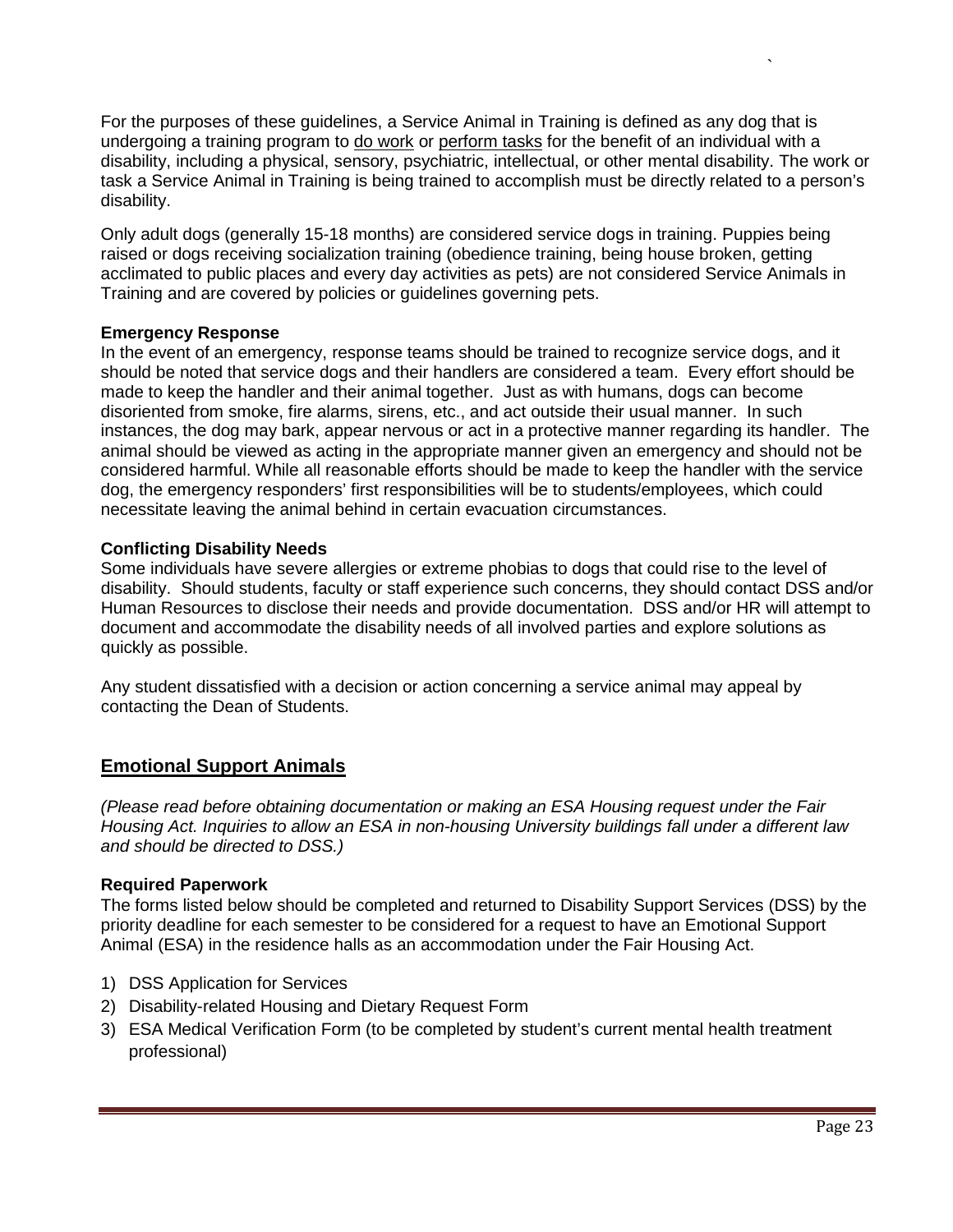For the purposes of these guidelines, a Service Animal in Training is defined as any dog that is undergoing a training program to do work or perform tasks for the benefit of an individual with a disability, including a physical, sensory, psychiatric, intellectual, or other mental disability. The work or task a Service Animal in Training is being trained to accomplish must be directly related to a person's disability.

Only adult dogs (generally 15-18 months) are considered service dogs in training. Puppies being raised or dogs receiving socialization training (obedience training, being house broken, getting acclimated to public places and every day activities as pets) are not considered Service Animals in Training and are covered by policies or guidelines governing pets.

**Emergency Response**

In the event of an emergency, response teams should be trained to recognize service dogs, and it should be noted that service dogs and their handlers are considered a team. Every effort should be made to keep the handler and their animal together. Just as with humans, dogs can become disoriented from smoke, fire alarms, sirens, etc., and act outside their usual manner. In such instances, the dog may bark, appear nervous or act in a protective manner regarding its handler. The animal should be viewed as acting in the appropriate manner given an emergency and should not be considered harmful. While all reasonable efforts should be made to keep the handler with the service dog, the emergency responders' first responsibilities will be to students/employees, which could necessitate leaving the animal behind in certain evacuation circumstances.

**Conflicting Disability Needs**

Some individuals have severe allergies or extreme phobias to dogs that could rise to the level of disability. Should students, faculty or staff experience such concerns, they should contact DSS and/or Human Resources to disclose their needs and provide documentation. DSS and/or HR will attempt to document and accommodate the disability needs of all involved parties and explore solutions as quickly as possible.

Any student dissatisfied with a decision or action concerning a service animal may appeal by contacting the Dean of Students.

## Emotional Support Animals

*(Please read before obtaining documentation or making an ESA Housing request under the Fair Housing Act. Inquiries to allow an ESA in non-housing University buildings fall under a different law and should be directed to DSS.)*

**Required Paperwork**

The forms listed below should be completed and returned to Disability Support Services (DSS) by the priority deadline for each semester to be considered for a request to have an Emotional Support Animal (ESA) in the residence halls as an accommodation under the Fair Housing Act.

1) DSS Application for Services
2) Disability-related Housing and Dietary Request Form
3) ESA Medical Verification Form (to be completed by student's current mental health treatment professional)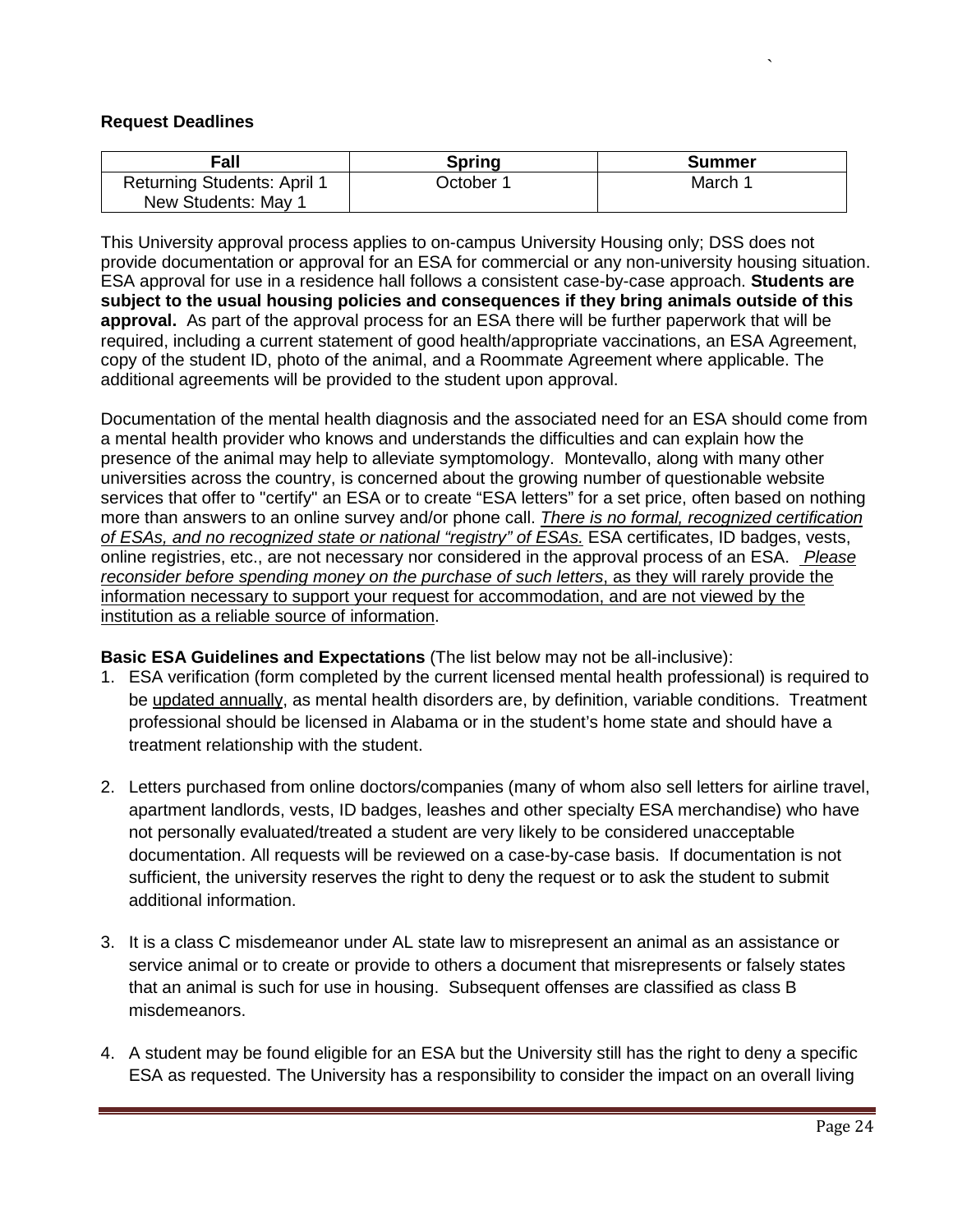**Request Deadlines**

| Fall | Spring | Summer |
|---|---|---|
| Returning Students: April 1<br>New Students: May 1 | October 1 | March 1 |

This University approval process applies to on-campus University Housing only; DSS does not provide documentation or approval for an ESA for commercial or any non-university housing situation. ESA approval for use in a residence hall follows a consistent case-by-case approach. **Students are subject to the usual housing policies and consequences if they bring animals outside of this approval.** As part of the approval process for an ESA there will be further paperwork that will be required, including a current statement of good health/appropriate vaccinations, an ESA Agreement, copy of the student ID, photo of the animal, and a Roommate Agreement where applicable. The additional agreements will be provided to the student upon approval.

Documentation of the mental health diagnosis and the associated need for an ESA should come from a mental health provider who knows and understands the difficulties and can explain how the presence of the animal may help to alleviate symptomology. Montevallo, along with many other universities across the country, is concerned about the growing number of questionable website services that offer to "certify" an ESA or to create "ESA letters" for a set price, often based on nothing more than answers to an online survey and/or phone call. *There is no formal, recognized certification of ESAs, and no recognized state or national "registry" of ESAs.* ESA certificates, ID badges, vests, online registries, etc., are not necessary nor considered in the approval process of an ESA. *Please reconsider before spending money on the purchase of such letters*, as they will rarely provide the information necessary to support your request for accommodation, and are not viewed by the institution as a reliable source of information.

**Basic ESA Guidelines and Expectations** (The list below may not be all-inclusive):

1. ESA verification (form completed by the current licensed mental health professional) is required to be updated annually, as mental health disorders are, by definition, variable conditions. Treatment professional should be licensed in Alabama or in the student's home state and should have a treatment relationship with the student.

2. Letters purchased from online doctors/companies (many of whom also sell letters for airline travel, apartment landlords, vests, ID badges, leashes and other specialty ESA merchandise) who have not personally evaluated/treated a student are very likely to be considered unacceptable documentation. All requests will be reviewed on a case-by-case basis. If documentation is not sufficient, the university reserves the right to deny the request or to ask the student to submit additional information.

3. It is a class C misdemeanor under AL state law to misrepresent an animal as an assistance or service animal or to create or provide to others a document that misrepresents or falsely states that an animal is such for use in housing. Subsequent offenses are classified as class B misdemeanors.

4. A student may be found eligible for an ESA but the University still has the right to deny a specific ESA as requested. The University has a responsibility to consider the impact on an overall living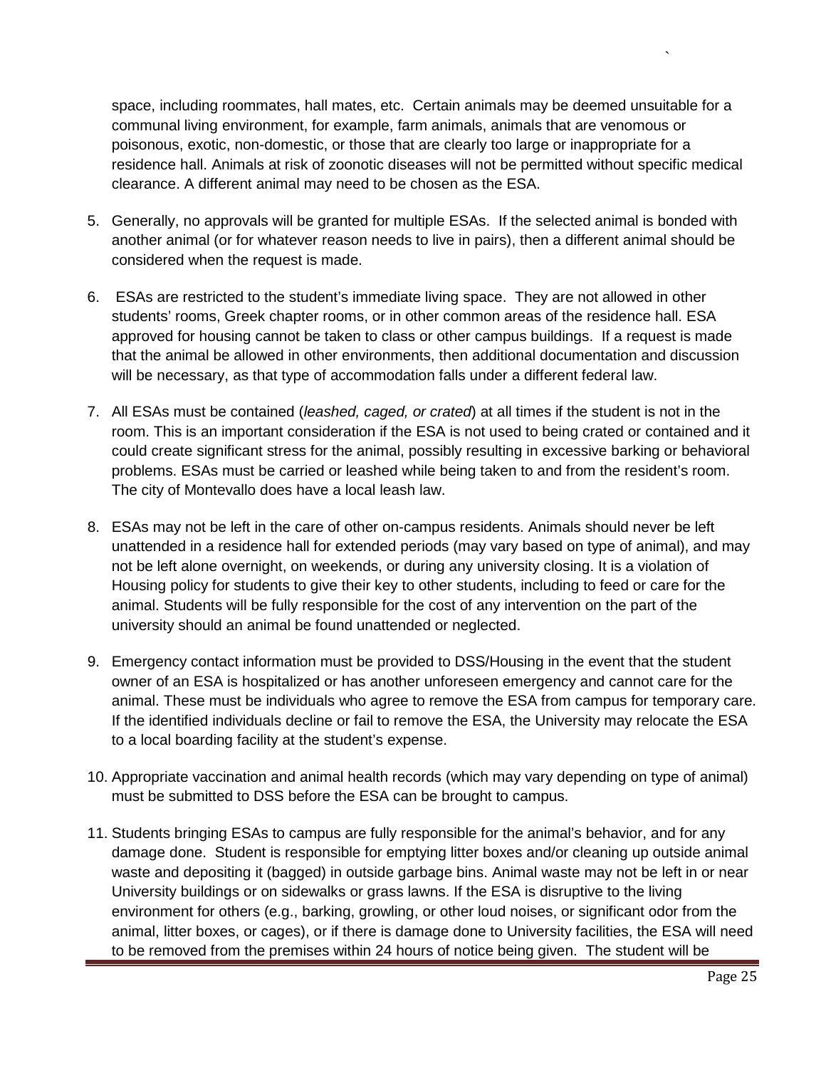space, including roommates, hall mates, etc. Certain animals may be deemed unsuitable for a communal living environment, for example, farm animals, animals that are venomous or poisonous, exotic, non-domestic, or those that are clearly too large or inappropriate for a residence hall. Animals at risk of zoonotic diseases will not be permitted without specific medical clearance. A different animal may need to be chosen as the ESA.

5. Generally, no approvals will be granted for multiple ESAs. If the selected animal is bonded with another animal (or for whatever reason needs to live in pairs), then a different animal should be considered when the request is made.

6. ESAs are restricted to the student's immediate living space. They are not allowed in other students' rooms, Greek chapter rooms, or in other common areas of the residence hall. ESA approved for housing cannot be taken to class or other campus buildings. If a request is made that the animal be allowed in other environments, then additional documentation and discussion will be necessary, as that type of accommodation falls under a different federal law.

7. All ESAs must be contained (*leashed, caged, or crated*) at all times if the student is not in the room. This is an important consideration if the ESA is not used to being crated or contained and it could create significant stress for the animal, possibly resulting in excessive barking or behavioral problems. ESAs must be carried or leashed while being taken to and from the resident's room. The city of Montevallo does have a local leash law.

8. ESAs may not be left in the care of other on-campus residents. Animals should never be left unattended in a residence hall for extended periods (may vary based on type of animal), and may not be left alone overnight, on weekends, or during any university closing. It is a violation of Housing policy for students to give their key to other students, including to feed or care for the animal. Students will be fully responsible for the cost of any intervention on the part of the university should an animal be found unattended or neglected.

9. Emergency contact information must be provided to DSS/Housing in the event that the student owner of an ESA is hospitalized or has another unforeseen emergency and cannot care for the animal. These must be individuals who agree to remove the ESA from campus for temporary care. If the identified individuals decline or fail to remove the ESA, the University may relocate the ESA to a local boarding facility at the student's expense.

10. Appropriate vaccination and animal health records (which may vary depending on type of animal) must be submitted to DSS before the ESA can be brought to campus.

11. Students bringing ESAs to campus are fully responsible for the animal's behavior, and for any damage done. Student is responsible for emptying litter boxes and/or cleaning up outside animal waste and depositing it (bagged) in outside garbage bins. Animal waste may not be left in or near University buildings or on sidewalks or grass lawns. If the ESA is disruptive to the living environment for others (e.g., barking, growling, or other loud noises, or significant odor from the animal, litter boxes, or cages), or if there is damage done to University facilities, the ESA will need to be removed from the premises within 24 hours of notice being given. The student will be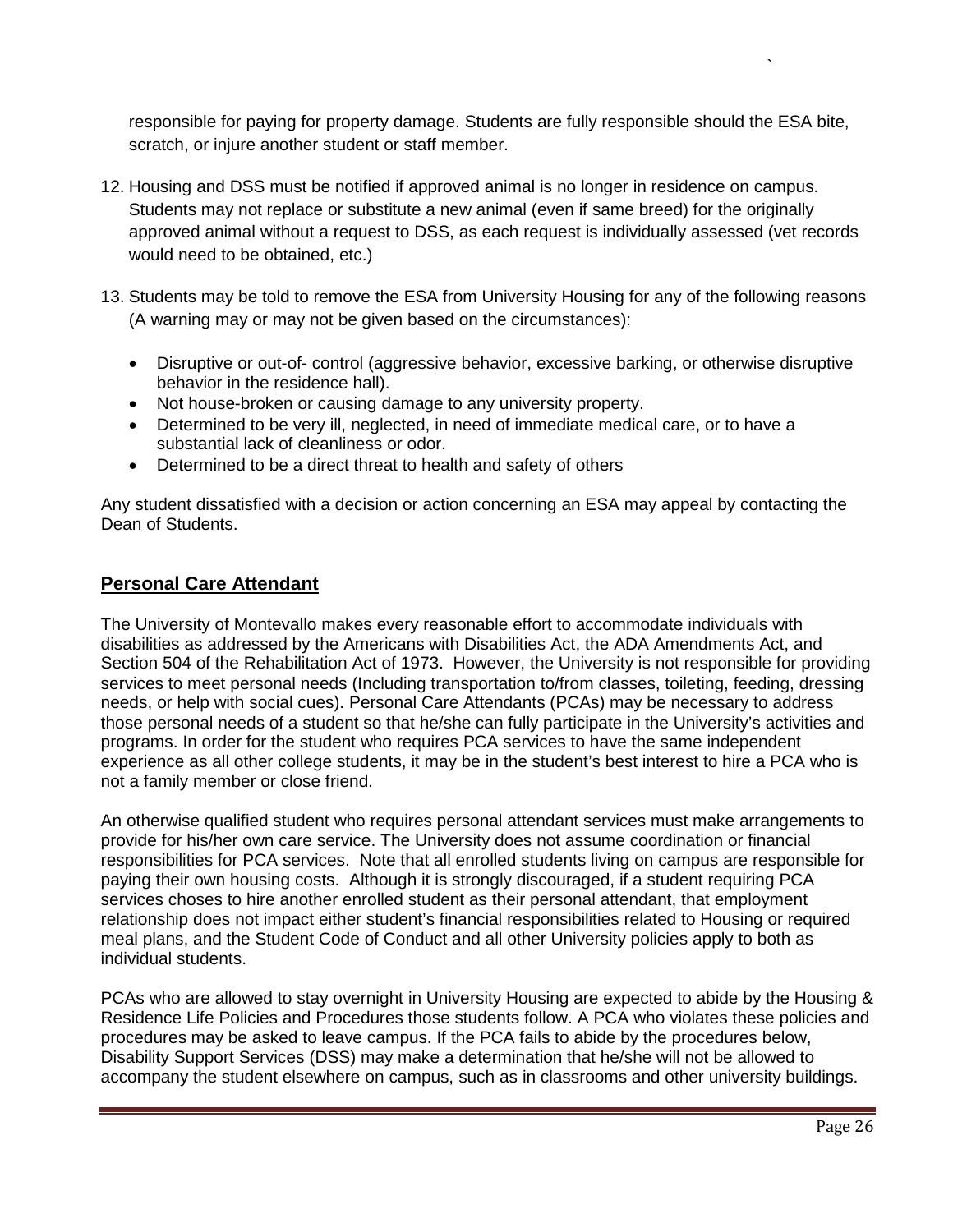responsible for paying for property damage. Students are fully responsible should the ESA bite, scratch, or injure another student or staff member.

12. Housing and DSS must be notified if approved animal is no longer in residence on campus. Students may not replace or substitute a new animal (even if same breed) for the originally approved animal without a request to DSS, as each request is individually assessed (vet records would need to be obtained, etc.)

13. Students may be told to remove the ESA from University Housing for any of the following reasons (A warning may or may not be given based on the circumstances):

    - Disruptive or out-of- control (aggressive behavior, excessive barking, or otherwise disruptive behavior in the residence hall).
    - Not house-broken or causing damage to any university property.
    - Determined to be very ill, neglected, in need of immediate medical care, or to have a substantial lack of cleanliness or odor.
    - Determined to be a direct threat to health and safety of others

Any student dissatisfied with a decision or action concerning an ESA may appeal by contacting the Dean of Students.

## Personal Care Attendant

The University of Montevallo makes every reasonable effort to accommodate individuals with disabilities as addressed by the Americans with Disabilities Act, the ADA Amendments Act, and Section 504 of the Rehabilitation Act of 1973. However, the University is not responsible for providing services to meet personal needs (Including transportation to/from classes, toileting, feeding, dressing needs, or help with social cues). Personal Care Attendants (PCAs) may be necessary to address those personal needs of a student so that he/she can fully participate in the University's activities and programs. In order for the student who requires PCA services to have the same independent experience as all other college students, it may be in the student's best interest to hire a PCA who is not a family member or close friend.

An otherwise qualified student who requires personal attendant services must make arrangements to provide for his/her own care service. The University does not assume coordination or financial responsibilities for PCA services. Note that all enrolled students living on campus are responsible for paying their own housing costs. Although it is strongly discouraged, if a student requiring PCA services choses to hire another enrolled student as their personal attendant, that employment relationship does not impact either student's financial responsibilities related to Housing or required meal plans, and the Student Code of Conduct and all other University policies apply to both as individual students.

PCAs who are allowed to stay overnight in University Housing are expected to abide by the Housing & Residence Life Policies and Procedures those students follow. A PCA who violates these policies and procedures may be asked to leave campus. If the PCA fails to abide by the procedures below, Disability Support Services (DSS) may make a determination that he/she will not be allowed to accompany the student elsewhere on campus, such as in classrooms and other university buildings.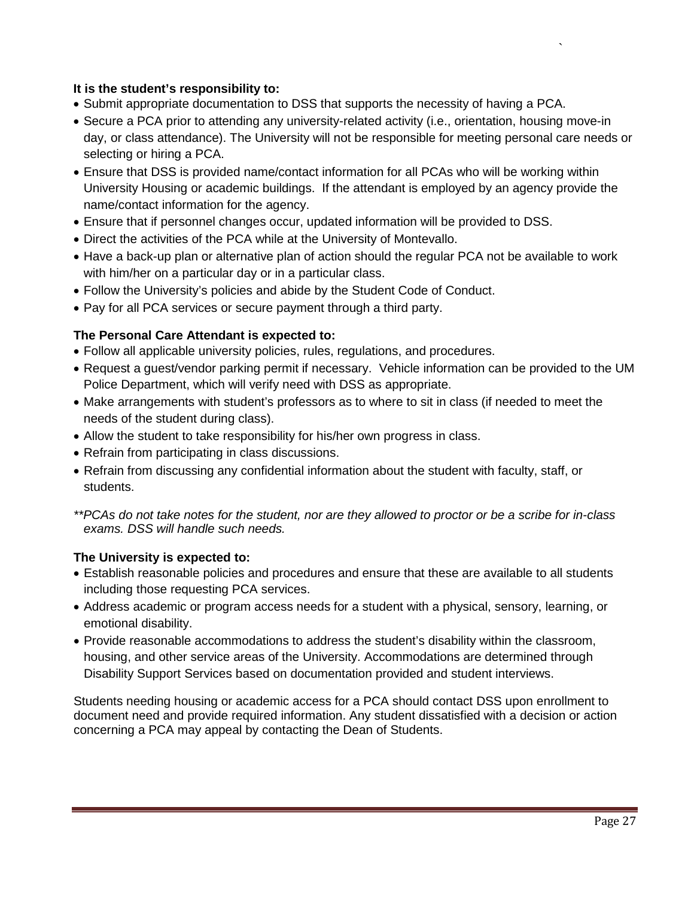**It is the student's responsibility to:**

- Submit appropriate documentation to DSS that supports the necessity of having a PCA.
- Secure a PCA prior to attending any university-related activity (i.e., orientation, housing move-in day, or class attendance). The University will not be responsible for meeting personal care needs or selecting or hiring a PCA.
- Ensure that DSS is provided name/contact information for all PCAs who will be working within University Housing or academic buildings. If the attendant is employed by an agency provide the name/contact information for the agency.
- Ensure that if personnel changes occur, updated information will be provided to DSS.
- Direct the activities of the PCA while at the University of Montevallo.
- Have a back-up plan or alternative plan of action should the regular PCA not be available to work with him/her on a particular day or in a particular class.
- Follow the University's policies and abide by the Student Code of Conduct.
- Pay for all PCA services or secure payment through a third party.

**The Personal Care Attendant is expected to:**

- Follow all applicable university policies, rules, regulations, and procedures.
- Request a guest/vendor parking permit if necessary. Vehicle information can be provided to the UM Police Department, which will verify need with DSS as appropriate.
- Make arrangements with student's professors as to where to sit in class (if needed to meet the needs of the student during class).
- Allow the student to take responsibility for his/her own progress in class.
- Refrain from participating in class discussions.
- Refrain from discussing any confidential information about the student with faculty, staff, or students.

*\*\*PCAs do not take notes for the student, nor are they allowed to proctor or be a scribe for in-class exams. DSS will handle such needs.*

**The University is expected to:**

- Establish reasonable policies and procedures and ensure that these are available to all students including those requesting PCA services.
- Address academic or program access needs for a student with a physical, sensory, learning, or emotional disability.
- Provide reasonable accommodations to address the student's disability within the classroom, housing, and other service areas of the University. Accommodations are determined through Disability Support Services based on documentation provided and student interviews.

Students needing housing or academic access for a PCA should contact DSS upon enrollment to document need and provide required information. Any student dissatisfied with a decision or action concerning a PCA may appeal by contacting the Dean of Students.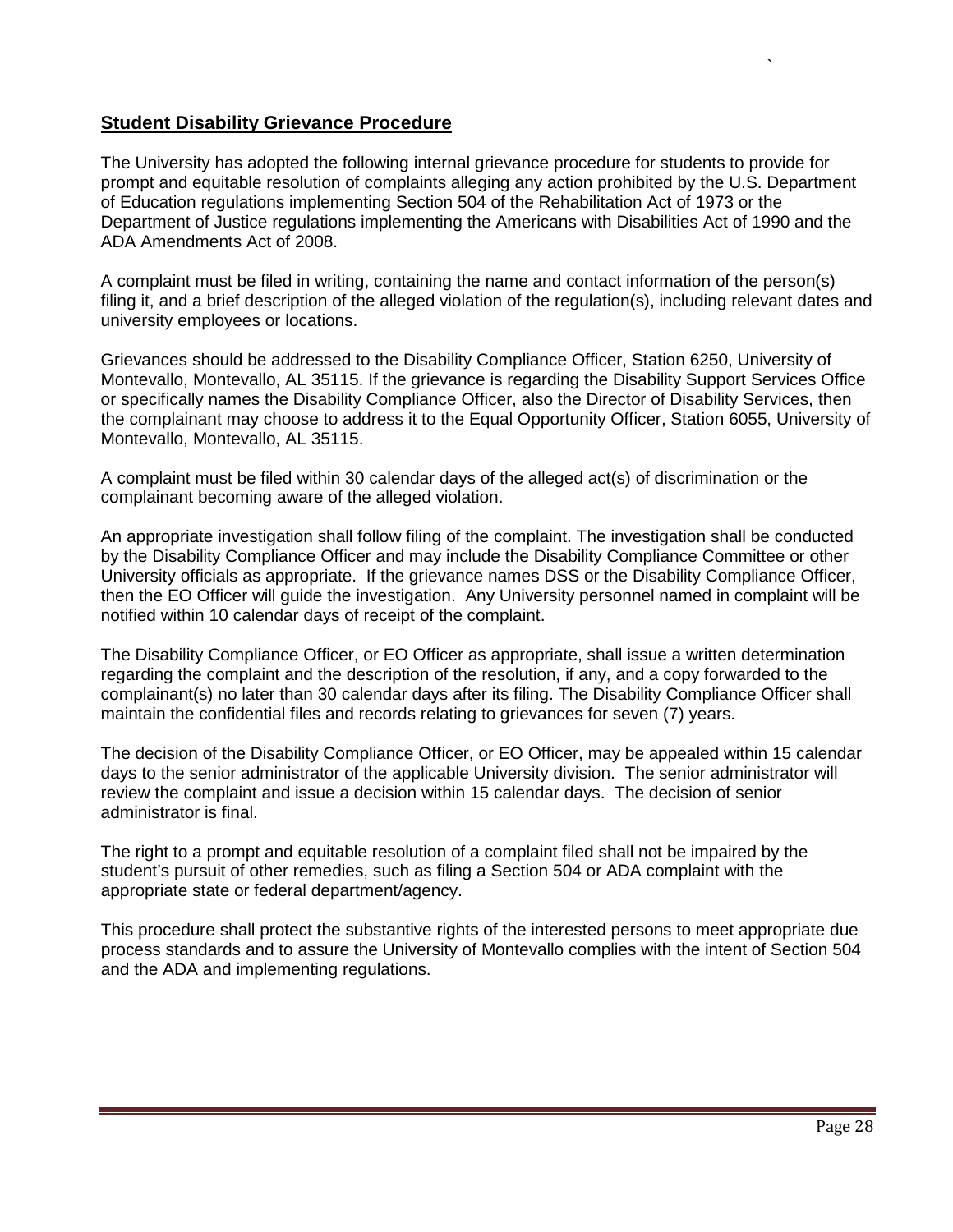## Student Disability Grievance Procedure

The University has adopted the following internal grievance procedure for students to provide for prompt and equitable resolution of complaints alleging any action prohibited by the U.S. Department of Education regulations implementing Section 504 of the Rehabilitation Act of 1973 or the Department of Justice regulations implementing the Americans with Disabilities Act of 1990 and the ADA Amendments Act of 2008.

A complaint must be filed in writing, containing the name and contact information of the person(s) filing it, and a brief description of the alleged violation of the regulation(s), including relevant dates and university employees or locations.

Grievances should be addressed to the Disability Compliance Officer, Station 6250, University of Montevallo, Montevallo, AL 35115. If the grievance is regarding the Disability Support Services Office or specifically names the Disability Compliance Officer, also the Director of Disability Services, then the complainant may choose to address it to the Equal Opportunity Officer, Station 6055, University of Montevallo, Montevallo, AL 35115.

A complaint must be filed within 30 calendar days of the alleged act(s) of discrimination or the complainant becoming aware of the alleged violation.

An appropriate investigation shall follow filing of the complaint. The investigation shall be conducted by the Disability Compliance Officer and may include the Disability Compliance Committee or other University officials as appropriate. If the grievance names DSS or the Disability Compliance Officer, then the EO Officer will guide the investigation. Any University personnel named in complaint will be notified within 10 calendar days of receipt of the complaint.

The Disability Compliance Officer, or EO Officer as appropriate, shall issue a written determination regarding the complaint and the description of the resolution, if any, and a copy forwarded to the complainant(s) no later than 30 calendar days after its filing. The Disability Compliance Officer shall maintain the confidential files and records relating to grievances for seven (7) years.

The decision of the Disability Compliance Officer, or EO Officer, may be appealed within 15 calendar days to the senior administrator of the applicable University division. The senior administrator will review the complaint and issue a decision within 15 calendar days. The decision of senior administrator is final.

The right to a prompt and equitable resolution of a complaint filed shall not be impaired by the student's pursuit of other remedies, such as filing a Section 504 or ADA complaint with the appropriate state or federal department/agency.

This procedure shall protect the substantive rights of the interested persons to meet appropriate due process standards and to assure the University of Montevallo complies with the intent of Section 504 and the ADA and implementing regulations.